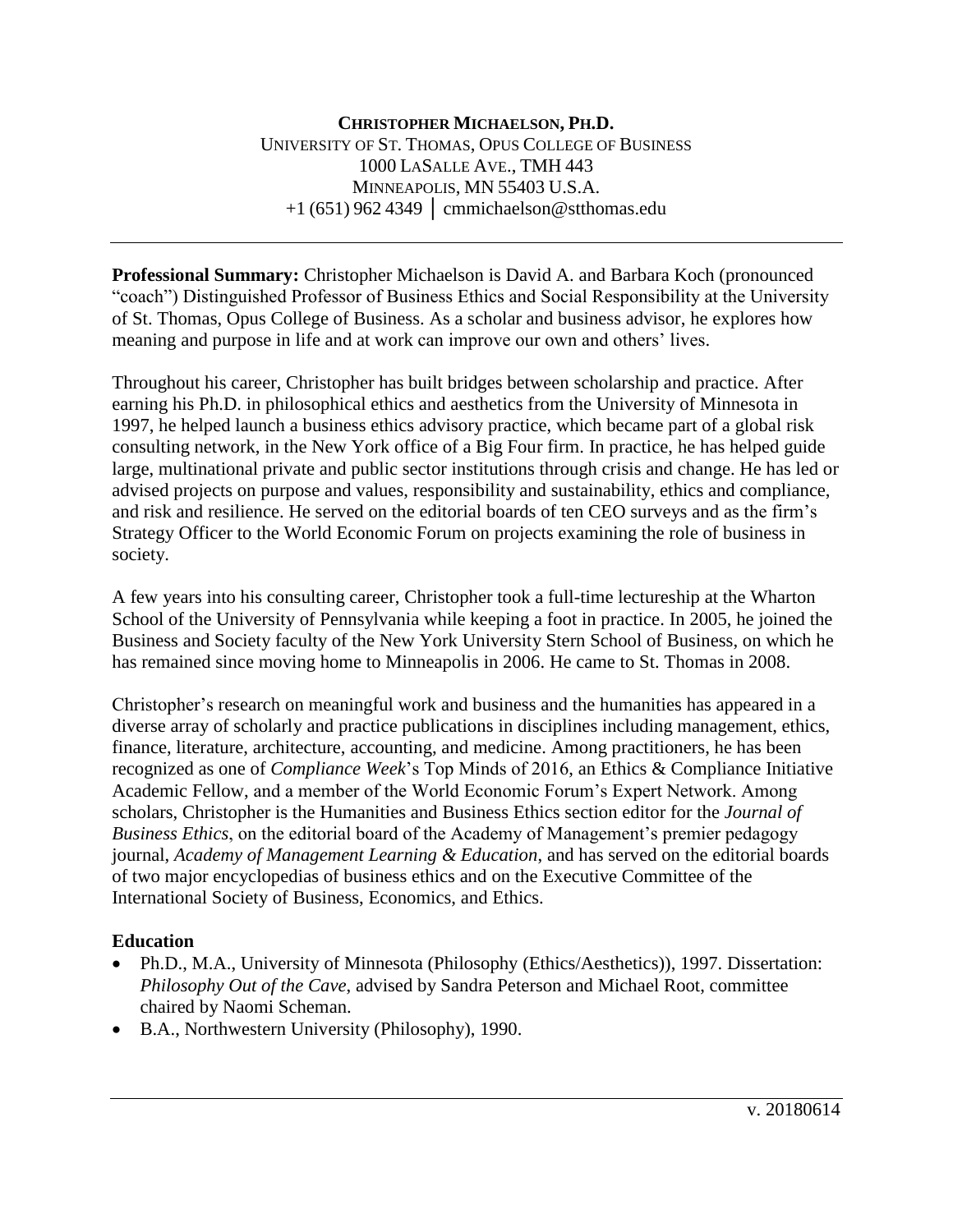**CHRISTOPHER MICHAELSON, PH.D.**
UNIVERSITY OF ST. THOMAS, OPUS COLLEGE OF BUSINESS
1000 LASALLE AVE., TMH 443
MINNEAPOLIS, MN 55403 U.S.A.
+1 (651) 962 4349 | cmmichaelson@stthomas.edu

---

**Professional Summary:** Christopher Michaelson is David A. and Barbara Koch (pronounced "coach") Distinguished Professor of Business Ethics and Social Responsibility at the University of St. Thomas, Opus College of Business. As a scholar and business advisor, he explores how meaning and purpose in life and at work can improve our own and others' lives.

Throughout his career, Christopher has built bridges between scholarship and practice. After earning his Ph.D. in philosophical ethics and aesthetics from the University of Minnesota in 1997, he helped launch a business ethics advisory practice, which became part of a global risk consulting network, in the New York office of a Big Four firm. In practice, he has helped guide large, multinational private and public sector institutions through crisis and change. He has led or advised projects on purpose and values, responsibility and sustainability, ethics and compliance, and risk and resilience. He served on the editorial boards of ten CEO surveys and as the firm's Strategy Officer to the World Economic Forum on projects examining the role of business in society.

A few years into his consulting career, Christopher took a full-time lectureship at the Wharton School of the University of Pennsylvania while keeping a foot in practice. In 2005, he joined the Business and Society faculty of the New York University Stern School of Business, on which he has remained since moving home to Minneapolis in 2006. He came to St. Thomas in 2008.

Christopher's research on meaningful work and business and the humanities has appeared in a diverse array of scholarly and practice publications in disciplines including management, ethics, finance, literature, architecture, accounting, and medicine. Among practitioners, he has been recognized as one of *Compliance Week*'s Top Minds of 2016, an Ethics & Compliance Initiative Academic Fellow, and a member of the World Economic Forum's Expert Network. Among scholars, Christopher is the Humanities and Business Ethics section editor for the *Journal of Business Ethics*, on the editorial board of the Academy of Management's premier pedagogy journal, *Academy of Management Learning & Education*, and has served on the editorial boards of two major encyclopedias of business ethics and on the Executive Committee of the International Society of Business, Economics, and Ethics.

### Education

- Ph.D., M.A., University of Minnesota (Philosophy (Ethics/Aesthetics)), 1997. Dissertation: *Philosophy Out of the Cave*, advised by Sandra Peterson and Michael Root, committee chaired by Naomi Scheman.
- B.A., Northwestern University (Philosophy), 1990.

v. 20180614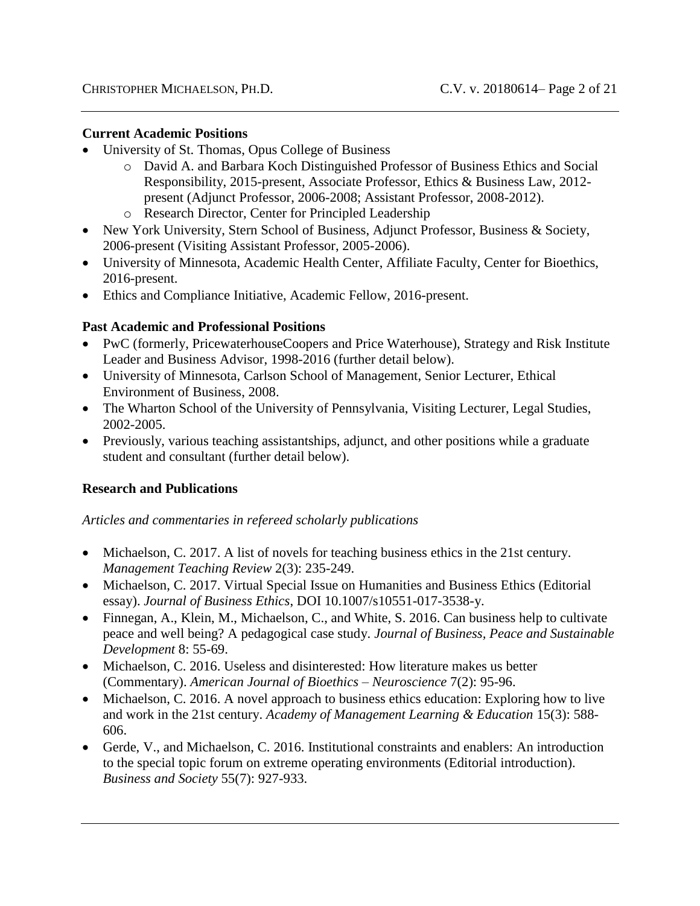**Current Academic Positions**

- University of St. Thomas, Opus College of Business
  - David A. and Barbara Koch Distinguished Professor of Business Ethics and Social Responsibility, 2015-present, Associate Professor, Ethics & Business Law, 2012-present (Adjunct Professor, 2006-2008; Assistant Professor, 2008-2012).
  - Research Director, Center for Principled Leadership
- New York University, Stern School of Business, Adjunct Professor, Business & Society, 2006-present (Visiting Assistant Professor, 2005-2006).
- University of Minnesota, Academic Health Center, Affiliate Faculty, Center for Bioethics, 2016-present.
- Ethics and Compliance Initiative, Academic Fellow, 2016-present.

**Past Academic and Professional Positions**

- PwC (formerly, PricewaterhouseCoopers and Price Waterhouse), Strategy and Risk Institute Leader and Business Advisor, 1998-2016 (further detail below).
- University of Minnesota, Carlson School of Management, Senior Lecturer, Ethical Environment of Business, 2008.
- The Wharton School of the University of Pennsylvania, Visiting Lecturer, Legal Studies, 2002-2005.
- Previously, various teaching assistantships, adjunct, and other positions while a graduate student and consultant (further detail below).

**Research and Publications**

*Articles and commentaries in refereed scholarly publications*

- Michaelson, C. 2017. A list of novels for teaching business ethics in the 21st century. *Management Teaching Review* 2(3): 235-249.
- Michaelson, C. 2017. Virtual Special Issue on Humanities and Business Ethics (Editorial essay). *Journal of Business Ethics*, DOI 10.1007/s10551-017-3538-y.
- Finnegan, A., Klein, M., Michaelson, C., and White, S. 2016. Can business help to cultivate peace and well being? A pedagogical case study. *Journal of Business, Peace and Sustainable Development* 8: 55-69.
- Michaelson, C. 2016. Useless and disinterested: How literature makes us better (Commentary). *American Journal of Bioethics – Neuroscience* 7(2): 95-96.
- Michaelson, C. 2016. A novel approach to business ethics education: Exploring how to live and work in the 21st century. *Academy of Management Learning & Education* 15(3): 588-606.
- Gerde, V., and Michaelson, C. 2016. Institutional constraints and enablers: An introduction to the special topic forum on extreme operating environments (Editorial introduction). *Business and Society* 55(7): 927-933.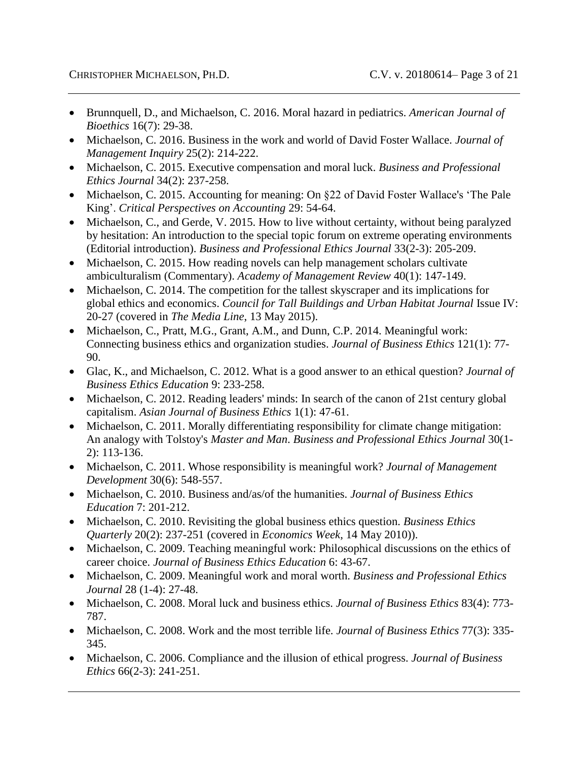- Brunnquell, D., and Michaelson, C. 2016. Moral hazard in pediatrics. *American Journal of Bioethics* 16(7): 29-38.
- Michaelson, C. 2016. Business in the work and world of David Foster Wallace. *Journal of Management Inquiry* 25(2): 214-222.
- Michaelson, C. 2015. Executive compensation and moral luck. *Business and Professional Ethics Journal* 34(2): 237-258.
- Michaelson, C. 2015. Accounting for meaning: On §22 of David Foster Wallace's 'The Pale King'. *Critical Perspectives on Accounting* 29: 54-64.
- Michaelson, C., and Gerde, V. 2015. How to live without certainty, without being paralyzed by hesitation: An introduction to the special topic forum on extreme operating environments (Editorial introduction). *Business and Professional Ethics Journal* 33(2-3): 205-209.
- Michaelson, C. 2015. How reading novels can help management scholars cultivate ambiculturalism (Commentary). *Academy of Management Review* 40(1): 147-149.
- Michaelson, C. 2014. The competition for the tallest skyscraper and its implications for global ethics and economics. *Council for Tall Buildings and Urban Habitat Journal* Issue IV: 20-27 (covered in *The Media Line*, 13 May 2015).
- Michaelson, C., Pratt, M.G., Grant, A.M., and Dunn, C.P. 2014. Meaningful work: Connecting business ethics and organization studies. *Journal of Business Ethics* 121(1): 77-90.
- Glac, K., and Michaelson, C. 2012. What is a good answer to an ethical question? *Journal of Business Ethics Education* 9: 233-258.
- Michaelson, C. 2012. Reading leaders' minds: In search of the canon of 21st century global capitalism. *Asian Journal of Business Ethics* 1(1): 47-61.
- Michaelson, C. 2011. Morally differentiating responsibility for climate change mitigation: An analogy with Tolstoy's *Master and Man*. *Business and Professional Ethics Journal* 30(1-2): 113-136.
- Michaelson, C. 2011. Whose responsibility is meaningful work? *Journal of Management Development* 30(6): 548-557.
- Michaelson, C. 2010. Business and/as/of the humanities. *Journal of Business Ethics Education* 7: 201-212.
- Michaelson, C. 2010. Revisiting the global business ethics question. *Business Ethics Quarterly* 20(2): 237-251 (covered in *Economics Week*, 14 May 2010)).
- Michaelson, C. 2009. Teaching meaningful work: Philosophical discussions on the ethics of career choice. *Journal of Business Ethics Education* 6: 43-67.
- Michaelson, C. 2009. Meaningful work and moral worth. *Business and Professional Ethics Journal* 28 (1-4): 27-48.
- Michaelson, C. 2008. Moral luck and business ethics. *Journal of Business Ethics* 83(4): 773-787.
- Michaelson, C. 2008. Work and the most terrible life. *Journal of Business Ethics* 77(3): 335-345.
- Michaelson, C. 2006. Compliance and the illusion of ethical progress. *Journal of Business Ethics* 66(2-3): 241-251.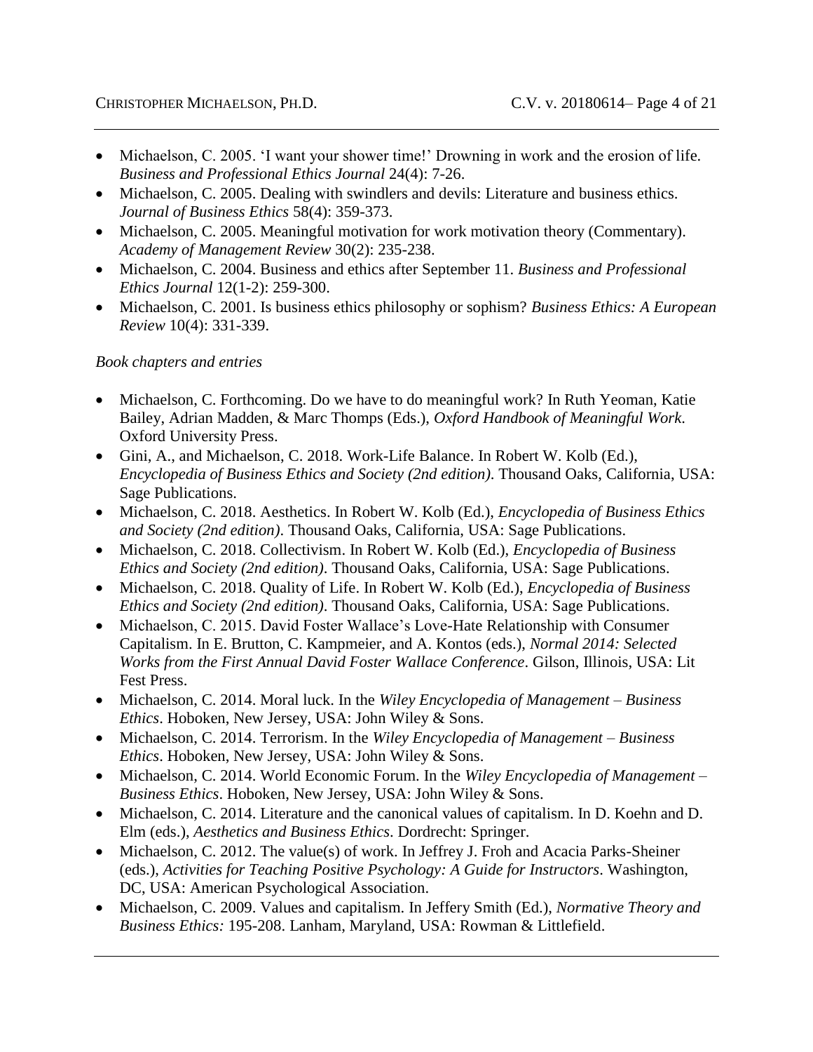- Michaelson, C. 2005. 'I want your shower time!' Drowning in work and the erosion of life. *Business and Professional Ethics Journal* 24(4): 7-26.
- Michaelson, C. 2005. Dealing with swindlers and devils: Literature and business ethics. *Journal of Business Ethics* 58(4): 359-373.
- Michaelson, C. 2005. Meaningful motivation for work motivation theory (Commentary). *Academy of Management Review* 30(2): 235-238.
- Michaelson, C. 2004. Business and ethics after September 11. *Business and Professional Ethics Journal* 12(1-2): 259-300.
- Michaelson, C. 2001. Is business ethics philosophy or sophism? *Business Ethics: A European Review* 10(4): 331-339.

*Book chapters and entries*

- Michaelson, C. Forthcoming. Do we have to do meaningful work? In Ruth Yeoman, Katie Bailey, Adrian Madden, & Marc Thomps (Eds.), *Oxford Handbook of Meaningful Work*. Oxford University Press.
- Gini, A., and Michaelson, C. 2018. Work-Life Balance. In Robert W. Kolb (Ed.), *Encyclopedia of Business Ethics and Society (2nd edition)*. Thousand Oaks, California, USA: Sage Publications.
- Michaelson, C. 2018. Aesthetics. In Robert W. Kolb (Ed.), *Encyclopedia of Business Ethics and Society (2nd edition)*. Thousand Oaks, California, USA: Sage Publications.
- Michaelson, C. 2018. Collectivism. In Robert W. Kolb (Ed.), *Encyclopedia of Business Ethics and Society (2nd edition)*. Thousand Oaks, California, USA: Sage Publications.
- Michaelson, C. 2018. Quality of Life. In Robert W. Kolb (Ed.), *Encyclopedia of Business Ethics and Society (2nd edition)*. Thousand Oaks, California, USA: Sage Publications.
- Michaelson, C. 2015. David Foster Wallace's Love-Hate Relationship with Consumer Capitalism. In E. Brutton, C. Kampmeier, and A. Kontos (eds.), *Normal 2014: Selected Works from the First Annual David Foster Wallace Conference*. Gilson, Illinois, USA: Lit Fest Press.
- Michaelson, C. 2014. Moral luck. In the *Wiley Encyclopedia of Management – Business Ethics*. Hoboken, New Jersey, USA: John Wiley & Sons.
- Michaelson, C. 2014. Terrorism. In the *Wiley Encyclopedia of Management – Business Ethics*. Hoboken, New Jersey, USA: John Wiley & Sons.
- Michaelson, C. 2014. World Economic Forum. In the *Wiley Encyclopedia of Management – Business Ethics*. Hoboken, New Jersey, USA: John Wiley & Sons.
- Michaelson, C. 2014. Literature and the canonical values of capitalism. In D. Koehn and D. Elm (eds.), *Aesthetics and Business Ethics*. Dordrecht: Springer.
- Michaelson, C. 2012. The value(s) of work. In Jeffrey J. Froh and Acacia Parks-Sheiner (eds.), *Activities for Teaching Positive Psychology: A Guide for Instructors*. Washington, DC, USA: American Psychological Association.
- Michaelson, C. 2009. Values and capitalism. In Jeffery Smith (Ed.), *Normative Theory and Business Ethics:* 195-208. Lanham, Maryland, USA: Rowman & Littlefield.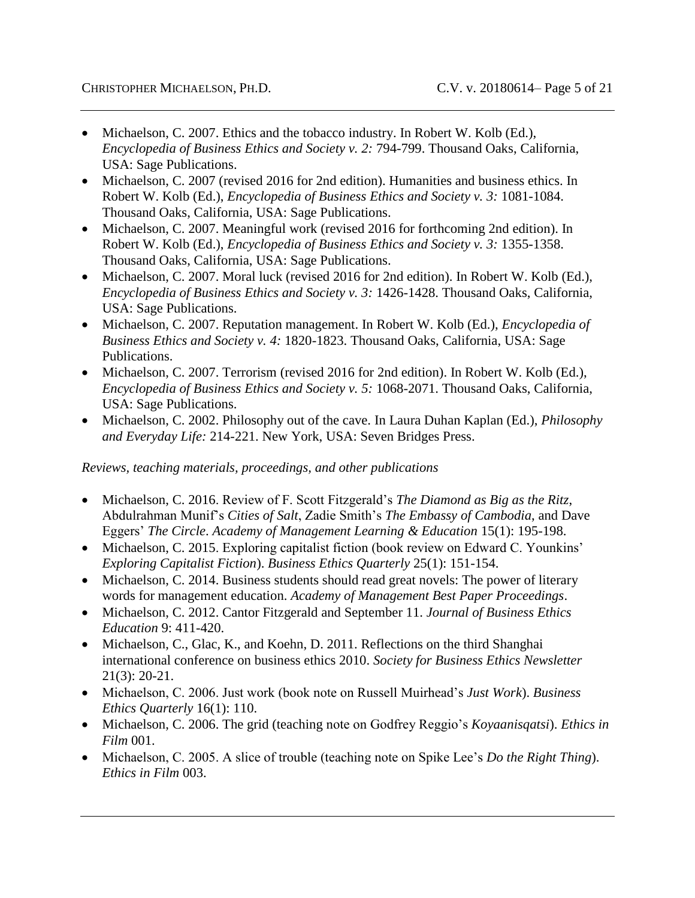- Michaelson, C. 2007. Ethics and the tobacco industry. In Robert W. Kolb (Ed.), *Encyclopedia of Business Ethics and Society v. 2:* 794-799. Thousand Oaks, California, USA: Sage Publications.
- Michaelson, C. 2007 (revised 2016 for 2nd edition). Humanities and business ethics. In Robert W. Kolb (Ed.), *Encyclopedia of Business Ethics and Society v. 3:* 1081-1084. Thousand Oaks, California, USA: Sage Publications.
- Michaelson, C. 2007. Meaningful work (revised 2016 for forthcoming 2nd edition). In Robert W. Kolb (Ed.), *Encyclopedia of Business Ethics and Society v. 3:* 1355-1358. Thousand Oaks, California, USA: Sage Publications.
- Michaelson, C. 2007. Moral luck (revised 2016 for 2nd edition). In Robert W. Kolb (Ed.), *Encyclopedia of Business Ethics and Society v. 3:* 1426-1428. Thousand Oaks, California, USA: Sage Publications.
- Michaelson, C. 2007. Reputation management. In Robert W. Kolb (Ed.), *Encyclopedia of Business Ethics and Society v. 4:* 1820-1823. Thousand Oaks, California, USA: Sage Publications.
- Michaelson, C. 2007. Terrorism (revised 2016 for 2nd edition). In Robert W. Kolb (Ed.), *Encyclopedia of Business Ethics and Society v. 5:* 1068-2071. Thousand Oaks, California, USA: Sage Publications.
- Michaelson, C. 2002. Philosophy out of the cave. In Laura Duhan Kaplan (Ed.), *Philosophy and Everyday Life:* 214-221. New York, USA: Seven Bridges Press.

*Reviews, teaching materials, proceedings, and other publications*

- Michaelson, C. 2016. Review of F. Scott Fitzgerald's *The Diamond as Big as the Ritz*, Abdulrahman Munif's *Cities of Salt*, Zadie Smith's *The Embassy of Cambodia*, and Dave Eggers' *The Circle*. *Academy of Management Learning & Education* 15(1): 195-198.
- Michaelson, C. 2015. Exploring capitalist fiction (book review on Edward C. Younkins' *Exploring Capitalist Fiction*). *Business Ethics Quarterly* 25(1): 151-154.
- Michaelson, C. 2014. Business students should read great novels: The power of literary words for management education. *Academy of Management Best Paper Proceedings*.
- Michaelson, C. 2012. Cantor Fitzgerald and September 11. *Journal of Business Ethics Education* 9: 411-420.
- Michaelson, C., Glac, K., and Koehn, D. 2011. Reflections on the third Shanghai international conference on business ethics 2010. *Society for Business Ethics Newsletter* 21(3): 20-21.
- Michaelson, C. 2006. Just work (book note on Russell Muirhead's *Just Work*). *Business Ethics Quarterly* 16(1): 110.
- Michaelson, C. 2006. The grid (teaching note on Godfrey Reggio's *Koyaanisqatsi*). *Ethics in Film* 001.
- Michaelson, C. 2005. A slice of trouble (teaching note on Spike Lee's *Do the Right Thing*). *Ethics in Film* 003.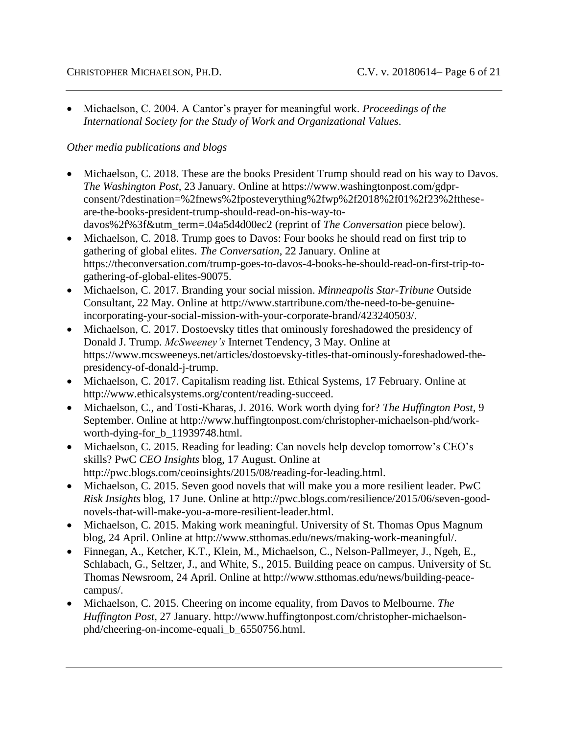- Michaelson, C. 2004. A Cantor's prayer for meaningful work. *Proceedings of the International Society for the Study of Work and Organizational Values*.

*Other media publications and blogs*

- Michaelson, C. 2018. These are the books President Trump should read on his way to Davos. *The Washington Post*, 23 January. Online at https://www.washingtonpost.com/gdpr-consent/?destination=%2fnews%2fposteverything%2fwp%2f2018%2f01%2f23%2fthese-are-the-books-president-trump-should-read-on-his-way-to-davos%2f%3f&utm_term=.04a5d4d00ec2 (reprint of *The Conversation* piece below).
- Michaelson, C. 2018. Trump goes to Davos: Four books he should read on first trip to gathering of global elites. *The Conversation*, 22 January. Online at https://theconversation.com/trump-goes-to-davos-4-books-he-should-read-on-first-trip-to-gathering-of-global-elites-90075.
- Michaelson, C. 2017. Branding your social mission. *Minneapolis Star-Tribune* Outside Consultant, 22 May. Online at http://www.startribune.com/the-need-to-be-genuine-incorporating-your-social-mission-with-your-corporate-brand/423240503/.
- Michaelson, C. 2017. Dostoevsky titles that ominously foreshadowed the presidency of Donald J. Trump. *McSweeney's* Internet Tendency, 3 May. Online at https://www.mcsweeneys.net/articles/dostoevsky-titles-that-ominously-foreshadowed-the-presidency-of-donald-j-trump.
- Michaelson, C. 2017. Capitalism reading list. Ethical Systems, 17 February. Online at http://www.ethicalsystems.org/content/reading-succeed.
- Michaelson, C., and Tosti-Kharas, J. 2016. Work worth dying for? *The Huffington Post*, 9 September. Online at http://www.huffingtonpost.com/christopher-michaelson-phd/work-worth-dying-for_b_11939748.html.
- Michaelson, C. 2015. Reading for leading: Can novels help develop tomorrow's CEO's skills? PwC *CEO Insights* blog, 17 August. Online at http://pwc.blogs.com/ceoinsights/2015/08/reading-for-leading.html.
- Michaelson, C. 2015. Seven good novels that will make you a more resilient leader. PwC *Risk Insights* blog, 17 June. Online at http://pwc.blogs.com/resilience/2015/06/seven-good-novels-that-will-make-you-a-more-resilient-leader.html.
- Michaelson, C. 2015. Making work meaningful. University of St. Thomas Opus Magnum blog, 24 April. Online at http://www.stthomas.edu/news/making-work-meaningful/.
- Finnegan, A., Ketcher, K.T., Klein, M., Michaelson, C., Nelson-Pallmeyer, J., Ngeh, E., Schlabach, G., Seltzer, J., and White, S., 2015. Building peace on campus. University of St. Thomas Newsroom, 24 April. Online at http://www.stthomas.edu/news/building-peace-campus/.
- Michaelson, C. 2015. Cheering on income equality, from Davos to Melbourne. *The Huffington Post*, 27 January. http://www.huffingtonpost.com/christopher-michaelson-phd/cheering-on-income-equali_b_6550756.html.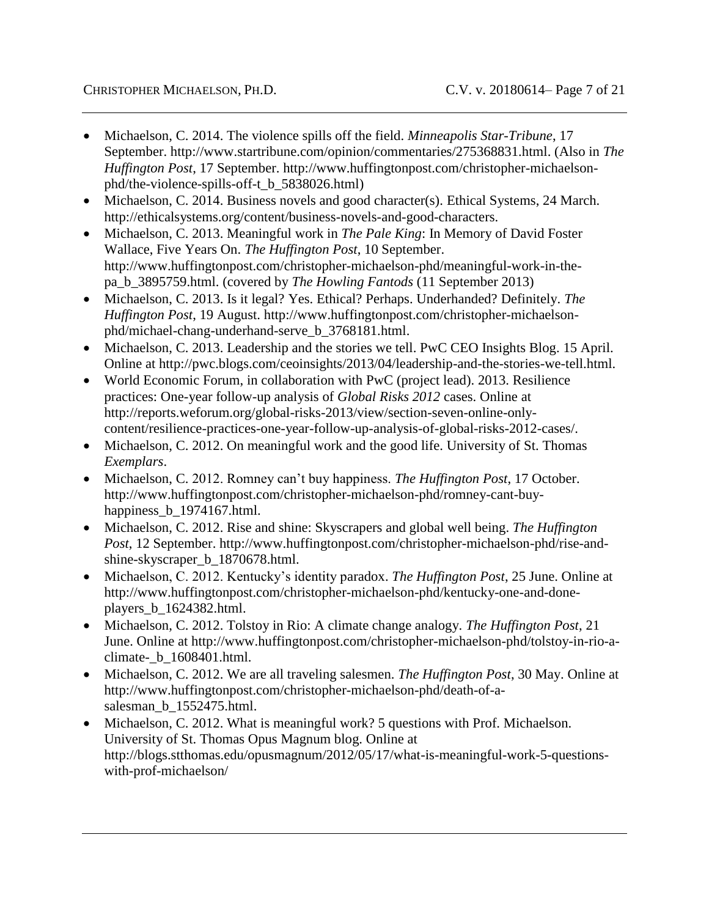- Michaelson, C. 2014. The violence spills off the field. *Minneapolis Star-Tribune*, 17 September. http://www.startribune.com/opinion/commentaries/275368831.html. (Also in *The Huffington Post*, 17 September. http://www.huffingtonpost.com/christopher-michaelson-phd/the-violence-spills-off-t_b_5838026.html)
- Michaelson, C. 2014. Business novels and good character(s). Ethical Systems, 24 March. http://ethicalsystems.org/content/business-novels-and-good-characters.
- Michaelson, C. 2013. Meaningful work in *The Pale King*: In Memory of David Foster Wallace, Five Years On. *The Huffington Post*, 10 September. http://www.huffingtonpost.com/christopher-michaelson-phd/meaningful-work-in-the-pa_b_3895759.html. (covered by *The Howling Fantods* (11 September 2013)
- Michaelson, C. 2013. Is it legal? Yes. Ethical? Perhaps. Underhanded? Definitely. *The Huffington Post*, 19 August. http://www.huffingtonpost.com/christopher-michaelson-phd/michael-chang-underhand-serve_b_3768181.html.
- Michaelson, C. 2013. Leadership and the stories we tell. PwC CEO Insights Blog. 15 April. Online at http://pwc.blogs.com/ceoinsights/2013/04/leadership-and-the-stories-we-tell.html.
- World Economic Forum, in collaboration with PwC (project lead). 2013. Resilience practices: One-year follow-up analysis of *Global Risks 2012* cases. Online at http://reports.weforum.org/global-risks-2013/view/section-seven-online-only-content/resilience-practices-one-year-follow-up-analysis-of-global-risks-2012-cases/.
- Michaelson, C. 2012. On meaningful work and the good life. University of St. Thomas *Exemplars*.
- Michaelson, C. 2012. Romney can't buy happiness. *The Huffington Post*, 17 October. http://www.huffingtonpost.com/christopher-michaelson-phd/romney-cant-buy-happiness_b_1974167.html.
- Michaelson, C. 2012. Rise and shine: Skyscrapers and global well being. *The Huffington Post*, 12 September. http://www.huffingtonpost.com/christopher-michaelson-phd/rise-and-shine-skyscraper_b_1870678.html.
- Michaelson, C. 2012. Kentucky's identity paradox. *The Huffington Post*, 25 June. Online at http://www.huffingtonpost.com/christopher-michaelson-phd/kentucky-one-and-done-players_b_1624382.html.
- Michaelson, C. 2012. Tolstoy in Rio: A climate change analogy. *The Huffington Post*, 21 June. Online at http://www.huffingtonpost.com/christopher-michaelson-phd/tolstoy-in-rio-a-climate-_b_1608401.html.
- Michaelson, C. 2012. We are all traveling salesmen. *The Huffington Post*, 30 May. Online at http://www.huffingtonpost.com/christopher-michaelson-phd/death-of-a-salesman_b_1552475.html.
- Michaelson, C. 2012. What is meaningful work? 5 questions with Prof. Michaelson. University of St. Thomas Opus Magnum blog. Online at http://blogs.stthomas.edu/opusmagnum/2012/05/17/what-is-meaningful-work-5-questions-with-prof-michaelson/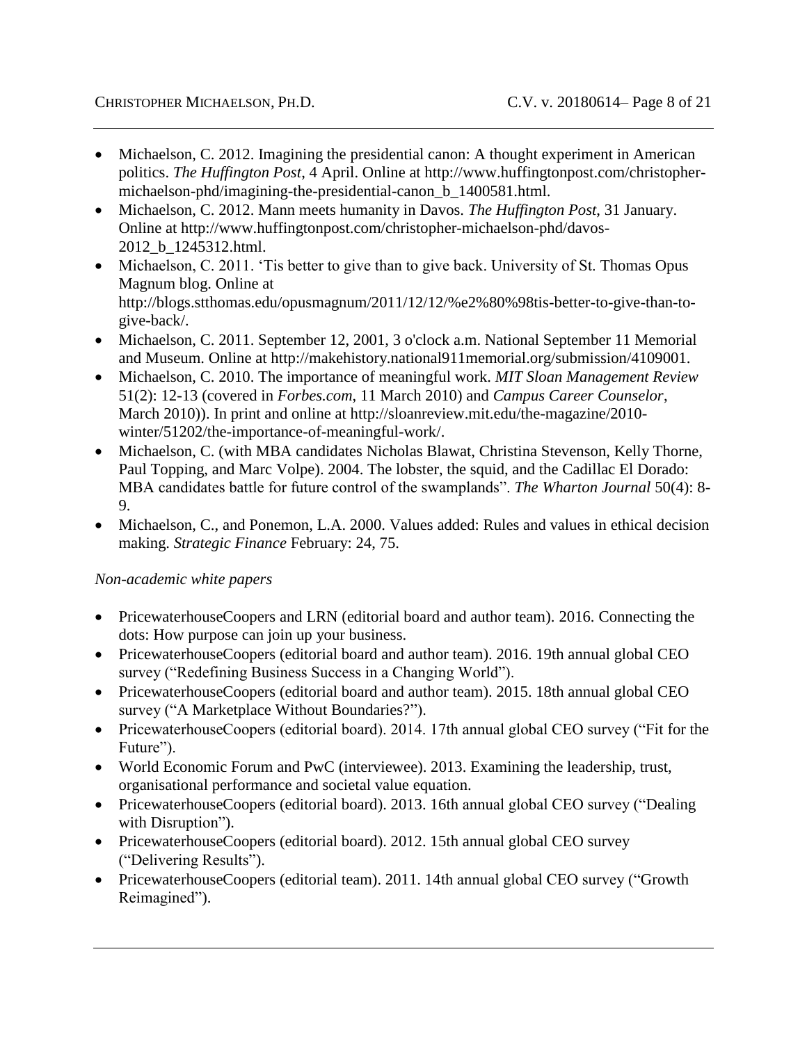- Michaelson, C. 2012. Imagining the presidential canon: A thought experiment in American politics. *The Huffington Post*, 4 April. Online at http://www.huffingtonpost.com/christopher-michaelson-phd/imagining-the-presidential-canon_b_1400581.html.
- Michaelson, C. 2012. Mann meets humanity in Davos. *The Huffington Post*, 31 January. Online at http://www.huffingtonpost.com/christopher-michaelson-phd/davos-2012_b_1245312.html.
- Michaelson, C. 2011. 'Tis better to give than to give back. University of St. Thomas Opus Magnum blog. Online at http://blogs.stthomas.edu/opusmagnum/2011/12/12/%e2%80%98tis-better-to-give-than-to-give-back/.
- Michaelson, C. 2011. September 12, 2001, 3 o'clock a.m. National September 11 Memorial and Museum. Online at http://makehistory.national911memorial.org/submission/4109001.
- Michaelson, C. 2010. The importance of meaningful work. *MIT Sloan Management Review* 51(2): 12-13 (covered in *Forbes.com*, 11 March 2010) and *Campus Career Counselor*, March 2010)). In print and online at http://sloanreview.mit.edu/the-magazine/2010-winter/51202/the-importance-of-meaningful-work/.
- Michaelson, C. (with MBA candidates Nicholas Blawat, Christina Stevenson, Kelly Thorne, Paul Topping, and Marc Volpe). 2004. The lobster, the squid, and the Cadillac El Dorado: MBA candidates battle for future control of the swamplands". *The Wharton Journal* 50(4): 8-9.
- Michaelson, C., and Ponemon, L.A. 2000. Values added: Rules and values in ethical decision making. *Strategic Finance* February: 24, 75.

*Non-academic white papers*

- PricewaterhouseCoopers and LRN (editorial board and author team). 2016. Connecting the dots: How purpose can join up your business.
- PricewaterhouseCoopers (editorial board and author team). 2016. 19th annual global CEO survey ("Redefining Business Success in a Changing World").
- PricewaterhouseCoopers (editorial board and author team). 2015. 18th annual global CEO survey ("A Marketplace Without Boundaries?").
- PricewaterhouseCoopers (editorial board). 2014. 17th annual global CEO survey ("Fit for the Future").
- World Economic Forum and PwC (interviewee). 2013. Examining the leadership, trust, organisational performance and societal value equation.
- PricewaterhouseCoopers (editorial board). 2013. 16th annual global CEO survey ("Dealing with Disruption").
- PricewaterhouseCoopers (editorial board). 2012. 15th annual global CEO survey ("Delivering Results").
- PricewaterhouseCoopers (editorial team). 2011. 14th annual global CEO survey ("Growth Reimagined").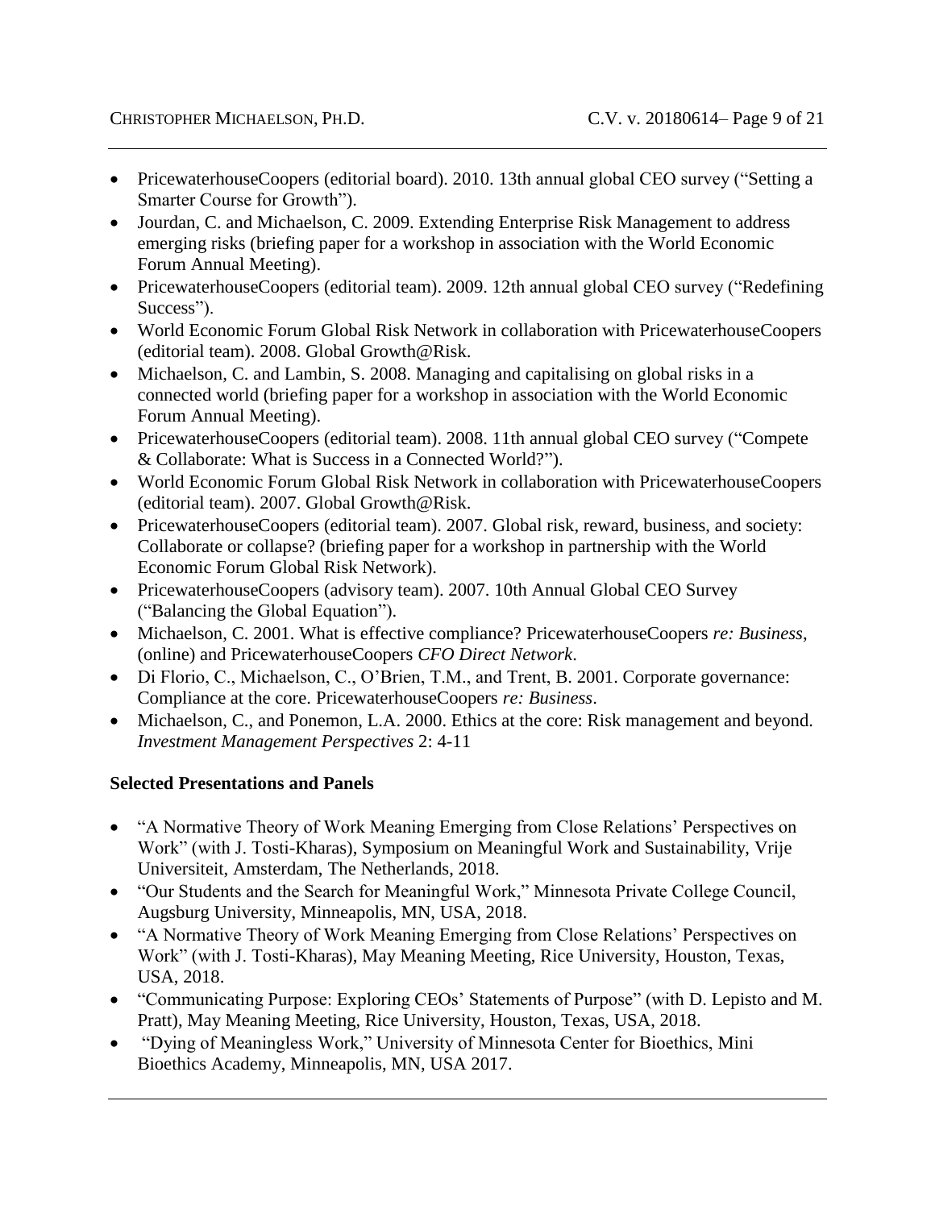- PricewaterhouseCoopers (editorial board). 2010. 13th annual global CEO survey ("Setting a Smarter Course for Growth").
- Jourdan, C. and Michaelson, C. 2009. Extending Enterprise Risk Management to address emerging risks (briefing paper for a workshop in association with the World Economic Forum Annual Meeting).
- PricewaterhouseCoopers (editorial team). 2009. 12th annual global CEO survey ("Redefining Success").
- World Economic Forum Global Risk Network in collaboration with PricewaterhouseCoopers (editorial team). 2008. Global Growth@Risk.
- Michaelson, C. and Lambin, S. 2008. Managing and capitalising on global risks in a connected world (briefing paper for a workshop in association with the World Economic Forum Annual Meeting).
- PricewaterhouseCoopers (editorial team). 2008. 11th annual global CEO survey ("Compete & Collaborate: What is Success in a Connected World?").
- World Economic Forum Global Risk Network in collaboration with PricewaterhouseCoopers (editorial team). 2007. Global Growth@Risk.
- PricewaterhouseCoopers (editorial team). 2007. Global risk, reward, business, and society: Collaborate or collapse? (briefing paper for a workshop in partnership with the World Economic Forum Global Risk Network).
- PricewaterhouseCoopers (advisory team). 2007. 10th Annual Global CEO Survey ("Balancing the Global Equation").
- Michaelson, C. 2001. What is effective compliance? PricewaterhouseCoopers *re: Business*, (online) and PricewaterhouseCoopers *CFO Direct Network*.
- Di Florio, C., Michaelson, C., O'Brien, T.M., and Trent, B. 2001. Corporate governance: Compliance at the core. PricewaterhouseCoopers *re: Business*.
- Michaelson, C., and Ponemon, L.A. 2000. Ethics at the core: Risk management and beyond. *Investment Management Perspectives* 2: 4-11

**Selected Presentations and Panels**

- "A Normative Theory of Work Meaning Emerging from Close Relations' Perspectives on Work" (with J. Tosti-Kharas), Symposium on Meaningful Work and Sustainability, Vrije Universiteit, Amsterdam, The Netherlands, 2018.
- "Our Students and the Search for Meaningful Work," Minnesota Private College Council, Augsburg University, Minneapolis, MN, USA, 2018.
- "A Normative Theory of Work Meaning Emerging from Close Relations' Perspectives on Work" (with J. Tosti-Kharas), May Meaning Meeting, Rice University, Houston, Texas, USA, 2018.
- "Communicating Purpose: Exploring CEOs' Statements of Purpose" (with D. Lepisto and M. Pratt), May Meaning Meeting, Rice University, Houston, Texas, USA, 2018.
- "Dying of Meaningless Work," University of Minnesota Center for Bioethics, Mini Bioethics Academy, Minneapolis, MN, USA 2017.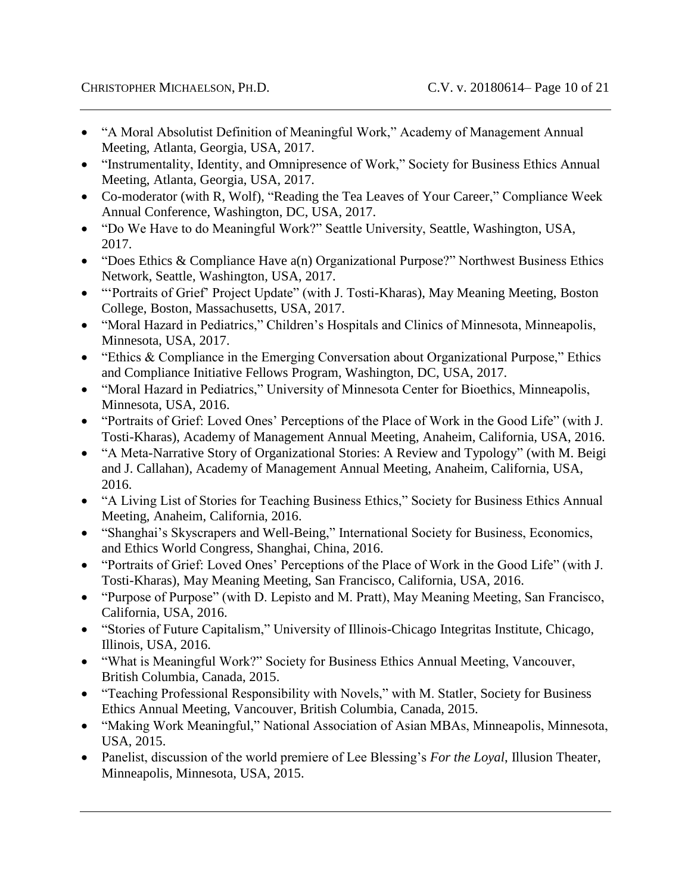- "A Moral Absolutist Definition of Meaningful Work," Academy of Management Annual Meeting, Atlanta, Georgia, USA, 2017.
- "Instrumentality, Identity, and Omnipresence of Work," Society for Business Ethics Annual Meeting, Atlanta, Georgia, USA, 2017.
- Co-moderator (with R, Wolf), "Reading the Tea Leaves of Your Career," Compliance Week Annual Conference, Washington, DC, USA, 2017.
- "Do We Have to do Meaningful Work?" Seattle University, Seattle, Washington, USA, 2017.
- "Does Ethics & Compliance Have a(n) Organizational Purpose?" Northwest Business Ethics Network, Seattle, Washington, USA, 2017.
- "'Portraits of Grief' Project Update" (with J. Tosti-Kharas), May Meaning Meeting, Boston College, Boston, Massachusetts, USA, 2017.
- "Moral Hazard in Pediatrics," Children's Hospitals and Clinics of Minnesota, Minneapolis, Minnesota, USA, 2017.
- "Ethics & Compliance in the Emerging Conversation about Organizational Purpose," Ethics and Compliance Initiative Fellows Program, Washington, DC, USA, 2017.
- "Moral Hazard in Pediatrics," University of Minnesota Center for Bioethics, Minneapolis, Minnesota, USA, 2016.
- "Portraits of Grief: Loved Ones' Perceptions of the Place of Work in the Good Life" (with J. Tosti-Kharas), Academy of Management Annual Meeting, Anaheim, California, USA, 2016.
- "A Meta-Narrative Story of Organizational Stories: A Review and Typology" (with M. Beigi and J. Callahan), Academy of Management Annual Meeting, Anaheim, California, USA, 2016.
- "A Living List of Stories for Teaching Business Ethics," Society for Business Ethics Annual Meeting, Anaheim, California, 2016.
- "Shanghai's Skyscrapers and Well-Being," International Society for Business, Economics, and Ethics World Congress, Shanghai, China, 2016.
- "Portraits of Grief: Loved Ones' Perceptions of the Place of Work in the Good Life" (with J. Tosti-Kharas), May Meaning Meeting, San Francisco, California, USA, 2016.
- "Purpose of Purpose" (with D. Lepisto and M. Pratt), May Meaning Meeting, San Francisco, California, USA, 2016.
- "Stories of Future Capitalism," University of Illinois-Chicago Integritas Institute, Chicago, Illinois, USA, 2016.
- "What is Meaningful Work?" Society for Business Ethics Annual Meeting, Vancouver, British Columbia, Canada, 2015.
- "Teaching Professional Responsibility with Novels," with M. Statler, Society for Business Ethics Annual Meeting, Vancouver, British Columbia, Canada, 2015.
- "Making Work Meaningful," National Association of Asian MBAs, Minneapolis, Minnesota, USA, 2015.
- Panelist, discussion of the world premiere of Lee Blessing's *For the Loyal*, Illusion Theater, Minneapolis, Minnesota, USA, 2015.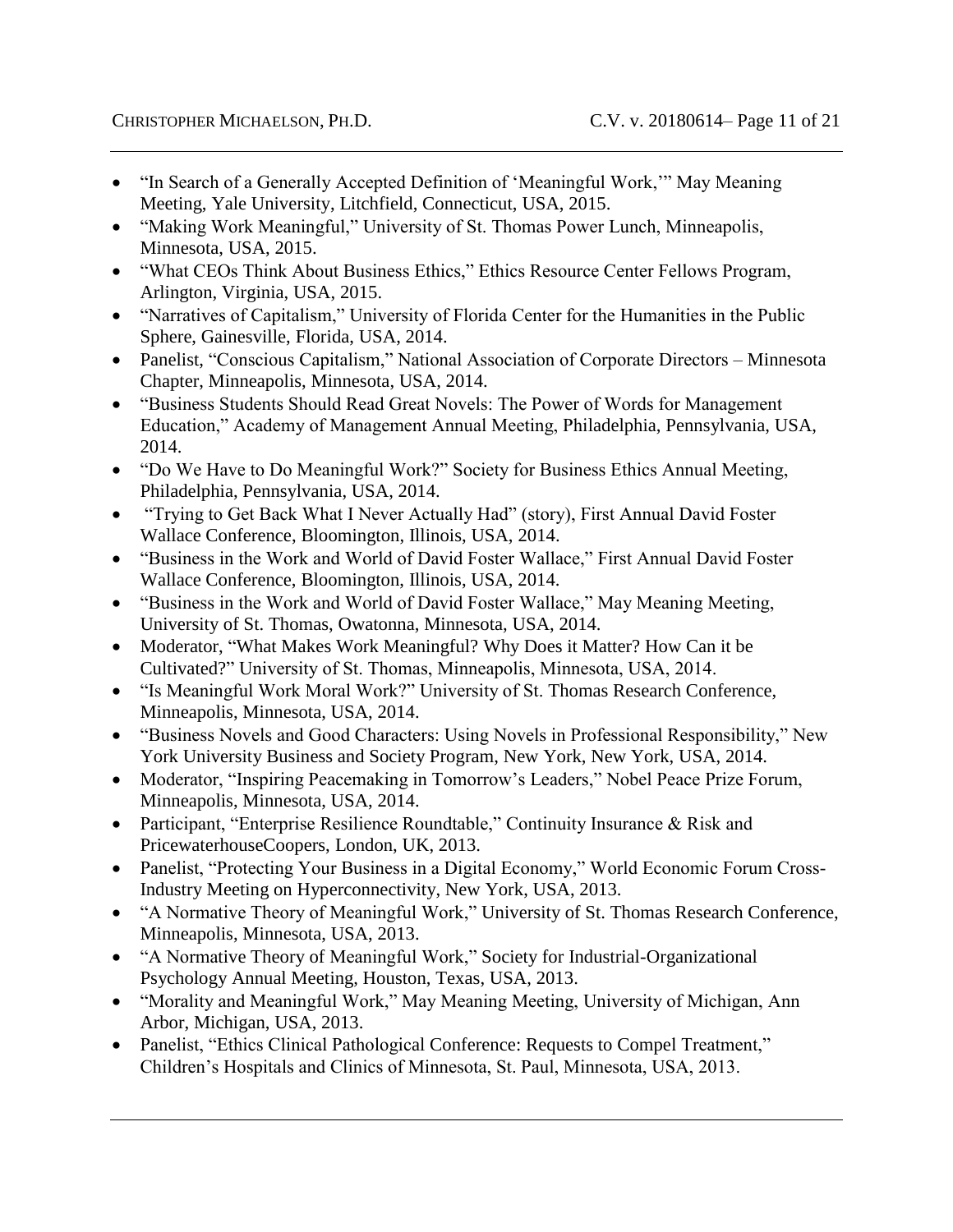- “In Search of a Generally Accepted Definition of ‘Meaningful Work,’” May Meaning Meeting, Yale University, Litchfield, Connecticut, USA, 2015.
- “Making Work Meaningful,” University of St. Thomas Power Lunch, Minneapolis, Minnesota, USA, 2015.
- “What CEOs Think About Business Ethics,” Ethics Resource Center Fellows Program, Arlington, Virginia, USA, 2015.
- “Narratives of Capitalism,” University of Florida Center for the Humanities in the Public Sphere, Gainesville, Florida, USA, 2014.
- Panelist, “Conscious Capitalism,” National Association of Corporate Directors – Minnesota Chapter, Minneapolis, Minnesota, USA, 2014.
- “Business Students Should Read Great Novels: The Power of Words for Management Education,” Academy of Management Annual Meeting, Philadelphia, Pennsylvania, USA, 2014.
- “Do We Have to Do Meaningful Work?” Society for Business Ethics Annual Meeting, Philadelphia, Pennsylvania, USA, 2014.
- “Trying to Get Back What I Never Actually Had” (story), First Annual David Foster Wallace Conference, Bloomington, Illinois, USA, 2014.
- “Business in the Work and World of David Foster Wallace,” First Annual David Foster Wallace Conference, Bloomington, Illinois, USA, 2014.
- “Business in the Work and World of David Foster Wallace,” May Meaning Meeting, University of St. Thomas, Owatonna, Minnesota, USA, 2014.
- Moderator, “What Makes Work Meaningful? Why Does it Matter? How Can it be Cultivated?” University of St. Thomas, Minneapolis, Minnesota, USA, 2014.
- “Is Meaningful Work Moral Work?” University of St. Thomas Research Conference, Minneapolis, Minnesota, USA, 2014.
- “Business Novels and Good Characters: Using Novels in Professional Responsibility,” New York University Business and Society Program, New York, New York, USA, 2014.
- Moderator, “Inspiring Peacemaking in Tomorrow’s Leaders,” Nobel Peace Prize Forum, Minneapolis, Minnesota, USA, 2014.
- Participant, “Enterprise Resilience Roundtable,” Continuity Insurance & Risk and PricewaterhouseCoopers, London, UK, 2013.
- Panelist, “Protecting Your Business in a Digital Economy,” World Economic Forum Cross-Industry Meeting on Hyperconnectivity, New York, USA, 2013.
- “A Normative Theory of Meaningful Work,” University of St. Thomas Research Conference, Minneapolis, Minnesota, USA, 2013.
- “A Normative Theory of Meaningful Work,” Society for Industrial-Organizational Psychology Annual Meeting, Houston, Texas, USA, 2013.
- “Morality and Meaningful Work,” May Meaning Meeting, University of Michigan, Ann Arbor, Michigan, USA, 2013.
- Panelist, “Ethics Clinical Pathological Conference: Requests to Compel Treatment,” Children’s Hospitals and Clinics of Minnesota, St. Paul, Minnesota, USA, 2013.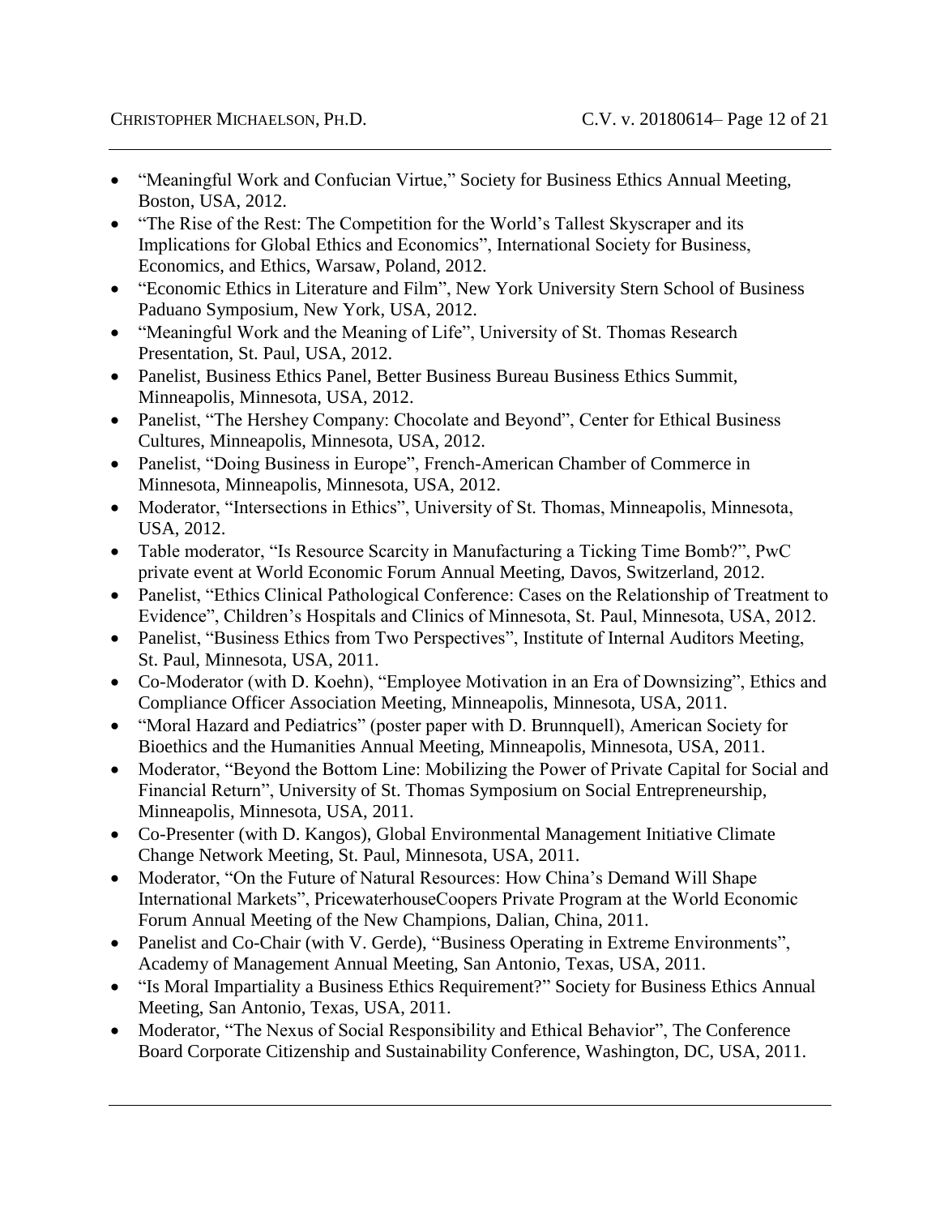- "Meaningful Work and Confucian Virtue," Society for Business Ethics Annual Meeting, Boston, USA, 2012.
- "The Rise of the Rest: The Competition for the World's Tallest Skyscraper and its Implications for Global Ethics and Economics", International Society for Business, Economics, and Ethics, Warsaw, Poland, 2012.
- "Economic Ethics in Literature and Film", New York University Stern School of Business Paduano Symposium, New York, USA, 2012.
- "Meaningful Work and the Meaning of Life", University of St. Thomas Research Presentation, St. Paul, USA, 2012.
- Panelist, Business Ethics Panel, Better Business Bureau Business Ethics Summit, Minneapolis, Minnesota, USA, 2012.
- Panelist, "The Hershey Company: Chocolate and Beyond", Center for Ethical Business Cultures, Minneapolis, Minnesota, USA, 2012.
- Panelist, "Doing Business in Europe", French-American Chamber of Commerce in Minnesota, Minneapolis, Minnesota, USA, 2012.
- Moderator, "Intersections in Ethics", University of St. Thomas, Minneapolis, Minnesota, USA, 2012.
- Table moderator, "Is Resource Scarcity in Manufacturing a Ticking Time Bomb?", PwC private event at World Economic Forum Annual Meeting, Davos, Switzerland, 2012.
- Panelist, "Ethics Clinical Pathological Conference: Cases on the Relationship of Treatment to Evidence", Children's Hospitals and Clinics of Minnesota, St. Paul, Minnesota, USA, 2012.
- Panelist, "Business Ethics from Two Perspectives", Institute of Internal Auditors Meeting, St. Paul, Minnesota, USA, 2011.
- Co-Moderator (with D. Koehn), "Employee Motivation in an Era of Downsizing", Ethics and Compliance Officer Association Meeting, Minneapolis, Minnesota, USA, 2011.
- "Moral Hazard and Pediatrics" (poster paper with D. Brunnquell), American Society for Bioethics and the Humanities Annual Meeting, Minneapolis, Minnesota, USA, 2011.
- Moderator, "Beyond the Bottom Line: Mobilizing the Power of Private Capital for Social and Financial Return", University of St. Thomas Symposium on Social Entrepreneurship, Minneapolis, Minnesota, USA, 2011.
- Co-Presenter (with D. Kangos), Global Environmental Management Initiative Climate Change Network Meeting, St. Paul, Minnesota, USA, 2011.
- Moderator, "On the Future of Natural Resources: How China's Demand Will Shape International Markets", PricewaterhouseCoopers Private Program at the World Economic Forum Annual Meeting of the New Champions, Dalian, China, 2011.
- Panelist and Co-Chair (with V. Gerde), "Business Operating in Extreme Environments", Academy of Management Annual Meeting, San Antonio, Texas, USA, 2011.
- "Is Moral Impartiality a Business Ethics Requirement?" Society for Business Ethics Annual Meeting, San Antonio, Texas, USA, 2011.
- Moderator, "The Nexus of Social Responsibility and Ethical Behavior", The Conference Board Corporate Citizenship and Sustainability Conference, Washington, DC, USA, 2011.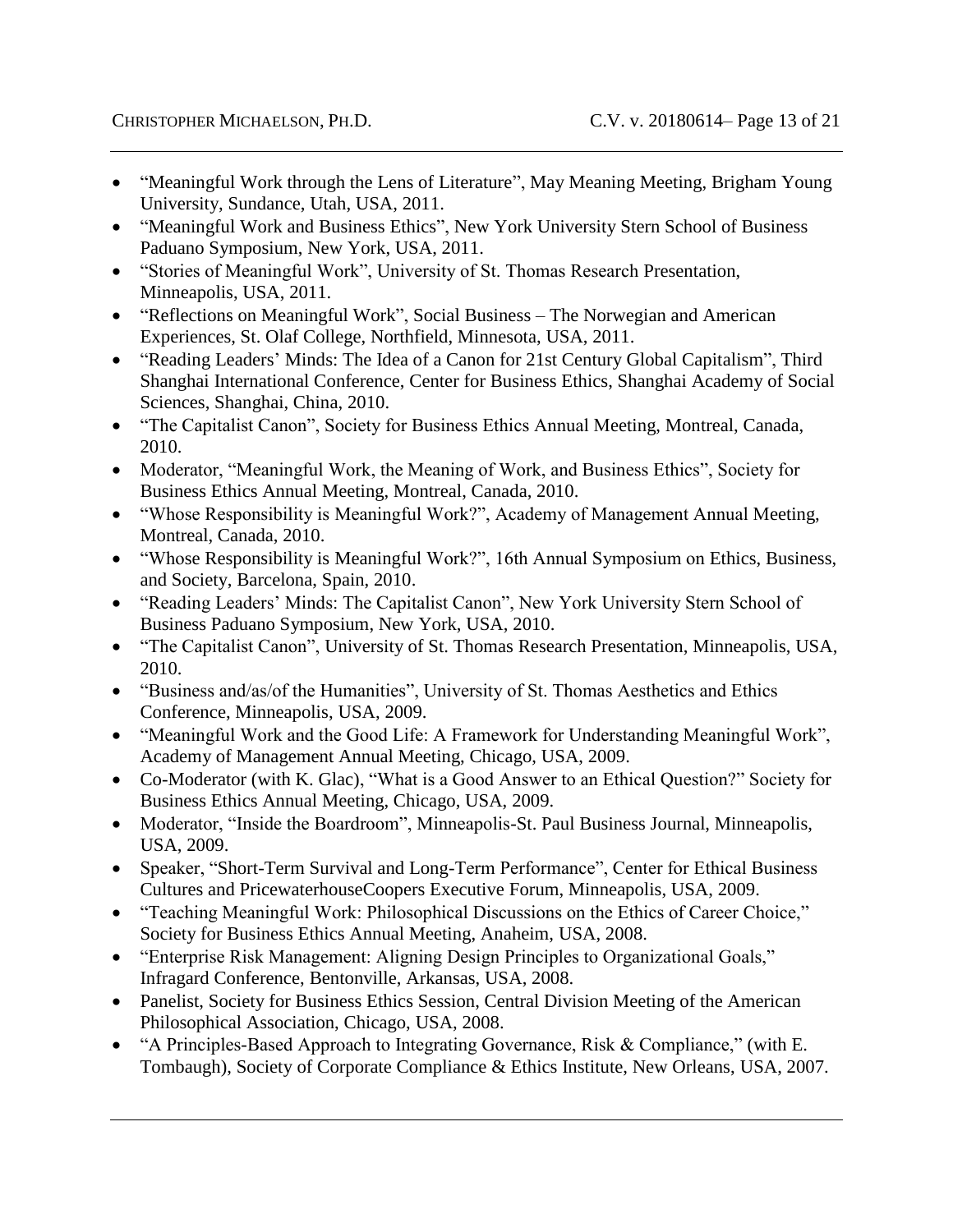- “Meaningful Work through the Lens of Literature”, May Meaning Meeting, Brigham Young University, Sundance, Utah, USA, 2011.
- “Meaningful Work and Business Ethics”, New York University Stern School of Business Paduano Symposium, New York, USA, 2011.
- “Stories of Meaningful Work”, University of St. Thomas Research Presentation, Minneapolis, USA, 2011.
- “Reflections on Meaningful Work”, Social Business – The Norwegian and American Experiences, St. Olaf College, Northfield, Minnesota, USA, 2011.
- “Reading Leaders’ Minds: The Idea of a Canon for 21st Century Global Capitalism”, Third Shanghai International Conference, Center for Business Ethics, Shanghai Academy of Social Sciences, Shanghai, China, 2010.
- “The Capitalist Canon”, Society for Business Ethics Annual Meeting, Montreal, Canada, 2010.
- Moderator, “Meaningful Work, the Meaning of Work, and Business Ethics”, Society for Business Ethics Annual Meeting, Montreal, Canada, 2010.
- “Whose Responsibility is Meaningful Work?”, Academy of Management Annual Meeting, Montreal, Canada, 2010.
- “Whose Responsibility is Meaningful Work?”, 16th Annual Symposium on Ethics, Business, and Society, Barcelona, Spain, 2010.
- “Reading Leaders’ Minds: The Capitalist Canon”, New York University Stern School of Business Paduano Symposium, New York, USA, 2010.
- “The Capitalist Canon”, University of St. Thomas Research Presentation, Minneapolis, USA, 2010.
- “Business and/as/of the Humanities”, University of St. Thomas Aesthetics and Ethics Conference, Minneapolis, USA, 2009.
- “Meaningful Work and the Good Life: A Framework for Understanding Meaningful Work”, Academy of Management Annual Meeting, Chicago, USA, 2009.
- Co-Moderator (with K. Glac), “What is a Good Answer to an Ethical Question?” Society for Business Ethics Annual Meeting, Chicago, USA, 2009.
- Moderator, “Inside the Boardroom”, Minneapolis-St. Paul Business Journal, Minneapolis, USA, 2009.
- Speaker, “Short-Term Survival and Long-Term Performance”, Center for Ethical Business Cultures and PricewaterhouseCoopers Executive Forum, Minneapolis, USA, 2009.
- “Teaching Meaningful Work: Philosophical Discussions on the Ethics of Career Choice,” Society for Business Ethics Annual Meeting, Anaheim, USA, 2008.
- “Enterprise Risk Management: Aligning Design Principles to Organizational Goals,” Infragard Conference, Bentonville, Arkansas, USA, 2008.
- Panelist, Society for Business Ethics Session, Central Division Meeting of the American Philosophical Association, Chicago, USA, 2008.
- “A Principles-Based Approach to Integrating Governance, Risk & Compliance,” (with E. Tombaugh), Society of Corporate Compliance & Ethics Institute, New Orleans, USA, 2007.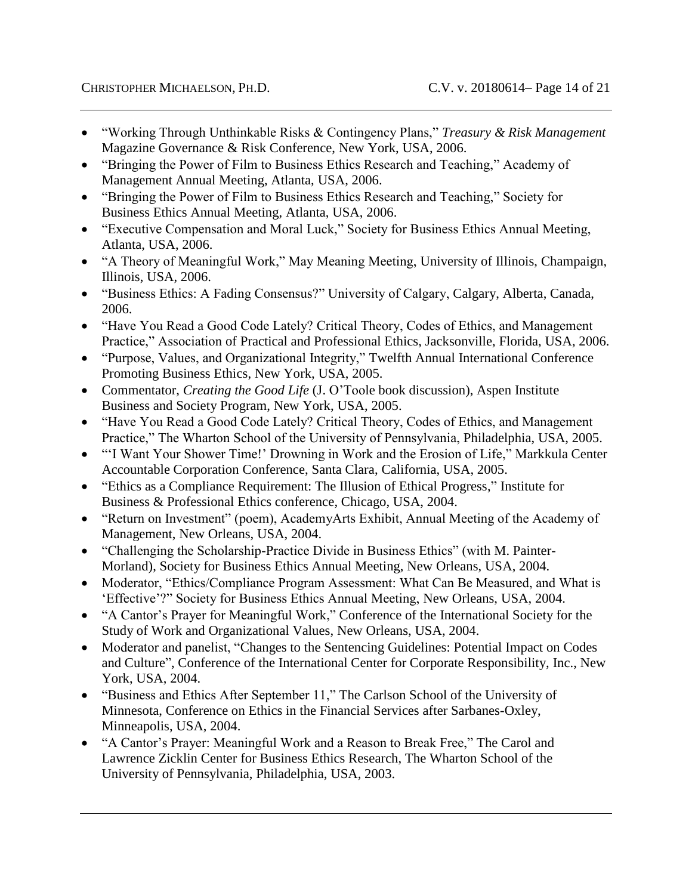- "Working Through Unthinkable Risks & Contingency Plans," *Treasury & Risk Management* Magazine Governance & Risk Conference, New York, USA, 2006.
- "Bringing the Power of Film to Business Ethics Research and Teaching," Academy of Management Annual Meeting, Atlanta, USA, 2006.
- "Bringing the Power of Film to Business Ethics Research and Teaching," Society for Business Ethics Annual Meeting, Atlanta, USA, 2006.
- "Executive Compensation and Moral Luck," Society for Business Ethics Annual Meeting, Atlanta, USA, 2006.
- "A Theory of Meaningful Work," May Meaning Meeting, University of Illinois, Champaign, Illinois, USA, 2006.
- "Business Ethics: A Fading Consensus?" University of Calgary, Calgary, Alberta, Canada, 2006.
- "Have You Read a Good Code Lately? Critical Theory, Codes of Ethics, and Management Practice," Association of Practical and Professional Ethics, Jacksonville, Florida, USA, 2006.
- "Purpose, Values, and Organizational Integrity," Twelfth Annual International Conference Promoting Business Ethics, New York, USA, 2005.
- Commentator, *Creating the Good Life* (J. O'Toole book discussion), Aspen Institute Business and Society Program, New York, USA, 2005.
- "Have You Read a Good Code Lately? Critical Theory, Codes of Ethics, and Management Practice," The Wharton School of the University of Pennsylvania, Philadelphia, USA, 2005.
- "'I Want Your Shower Time!' Drowning in Work and the Erosion of Life," Markkula Center Accountable Corporation Conference, Santa Clara, California, USA, 2005.
- "Ethics as a Compliance Requirement: The Illusion of Ethical Progress," Institute for Business & Professional Ethics conference, Chicago, USA, 2004.
- "Return on Investment" (poem), AcademyArts Exhibit, Annual Meeting of the Academy of Management, New Orleans, USA, 2004.
- "Challenging the Scholarship-Practice Divide in Business Ethics" (with M. Painter-Morland), Society for Business Ethics Annual Meeting, New Orleans, USA, 2004.
- Moderator, "Ethics/Compliance Program Assessment: What Can Be Measured, and What is 'Effective'?" Society for Business Ethics Annual Meeting, New Orleans, USA, 2004.
- "A Cantor's Prayer for Meaningful Work," Conference of the International Society for the Study of Work and Organizational Values, New Orleans, USA, 2004.
- Moderator and panelist, "Changes to the Sentencing Guidelines: Potential Impact on Codes and Culture", Conference of the International Center for Corporate Responsibility, Inc., New York, USA, 2004.
- "Business and Ethics After September 11," The Carlson School of the University of Minnesota, Conference on Ethics in the Financial Services after Sarbanes-Oxley, Minneapolis, USA, 2004.
- "A Cantor's Prayer: Meaningful Work and a Reason to Break Free," The Carol and Lawrence Zicklin Center for Business Ethics Research, The Wharton School of the University of Pennsylvania, Philadelphia, USA, 2003.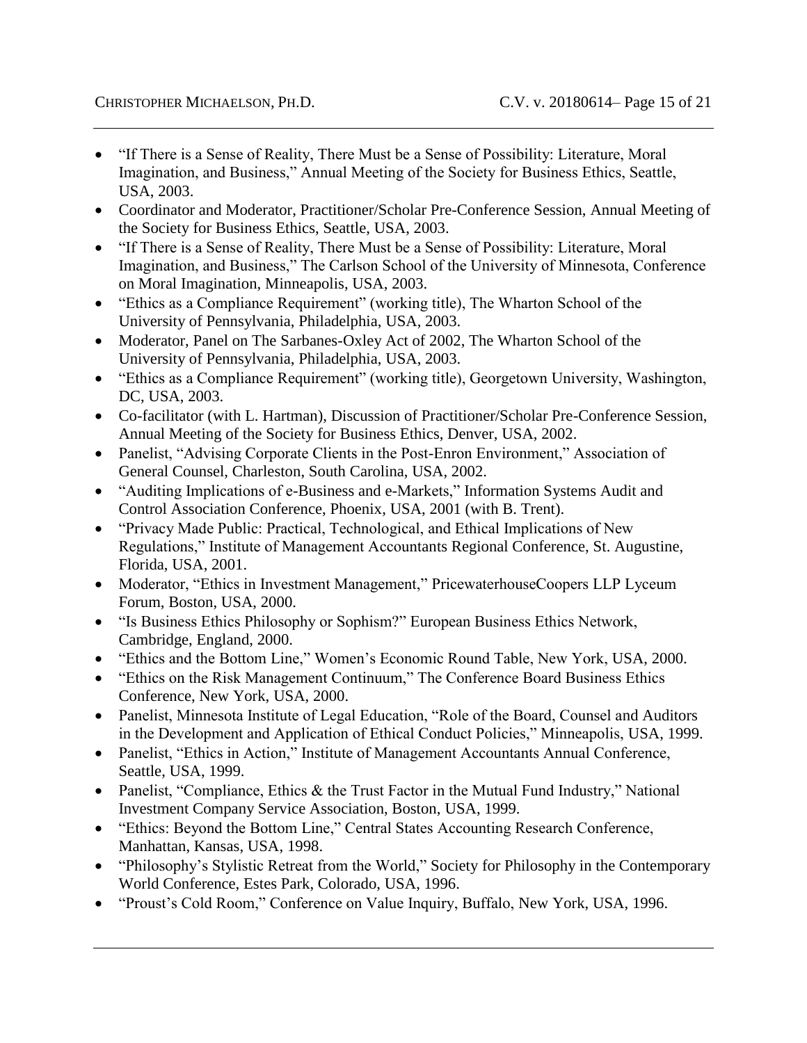- "If There is a Sense of Reality, There Must be a Sense of Possibility: Literature, Moral Imagination, and Business," Annual Meeting of the Society for Business Ethics, Seattle, USA, 2003.
- Coordinator and Moderator, Practitioner/Scholar Pre-Conference Session, Annual Meeting of the Society for Business Ethics, Seattle, USA, 2003.
- "If There is a Sense of Reality, There Must be a Sense of Possibility: Literature, Moral Imagination, and Business," The Carlson School of the University of Minnesota, Conference on Moral Imagination, Minneapolis, USA, 2003.
- "Ethics as a Compliance Requirement" (working title), The Wharton School of the University of Pennsylvania, Philadelphia, USA, 2003.
- Moderator, Panel on The Sarbanes-Oxley Act of 2002, The Wharton School of the University of Pennsylvania, Philadelphia, USA, 2003.
- "Ethics as a Compliance Requirement" (working title), Georgetown University, Washington, DC, USA, 2003.
- Co-facilitator (with L. Hartman), Discussion of Practitioner/Scholar Pre-Conference Session, Annual Meeting of the Society for Business Ethics, Denver, USA, 2002.
- Panelist, "Advising Corporate Clients in the Post-Enron Environment," Association of General Counsel, Charleston, South Carolina, USA, 2002.
- "Auditing Implications of e-Business and e-Markets," Information Systems Audit and Control Association Conference, Phoenix, USA, 2001 (with B. Trent).
- "Privacy Made Public: Practical, Technological, and Ethical Implications of New Regulations," Institute of Management Accountants Regional Conference, St. Augustine, Florida, USA, 2001.
- Moderator, "Ethics in Investment Management," PricewaterhouseCoopers LLP Lyceum Forum, Boston, USA, 2000.
- "Is Business Ethics Philosophy or Sophism?" European Business Ethics Network, Cambridge, England, 2000.
- "Ethics and the Bottom Line," Women's Economic Round Table, New York, USA, 2000.
- "Ethics on the Risk Management Continuum," The Conference Board Business Ethics Conference, New York, USA, 2000.
- Panelist, Minnesota Institute of Legal Education, "Role of the Board, Counsel and Auditors in the Development and Application of Ethical Conduct Policies," Minneapolis, USA, 1999.
- Panelist, "Ethics in Action," Institute of Management Accountants Annual Conference, Seattle, USA, 1999.
- Panelist, "Compliance, Ethics & the Trust Factor in the Mutual Fund Industry," National Investment Company Service Association, Boston, USA, 1999.
- "Ethics: Beyond the Bottom Line," Central States Accounting Research Conference, Manhattan, Kansas, USA, 1998.
- "Philosophy's Stylistic Retreat from the World," Society for Philosophy in the Contemporary World Conference, Estes Park, Colorado, USA, 1996.
- "Proust's Cold Room," Conference on Value Inquiry, Buffalo, New York, USA, 1996.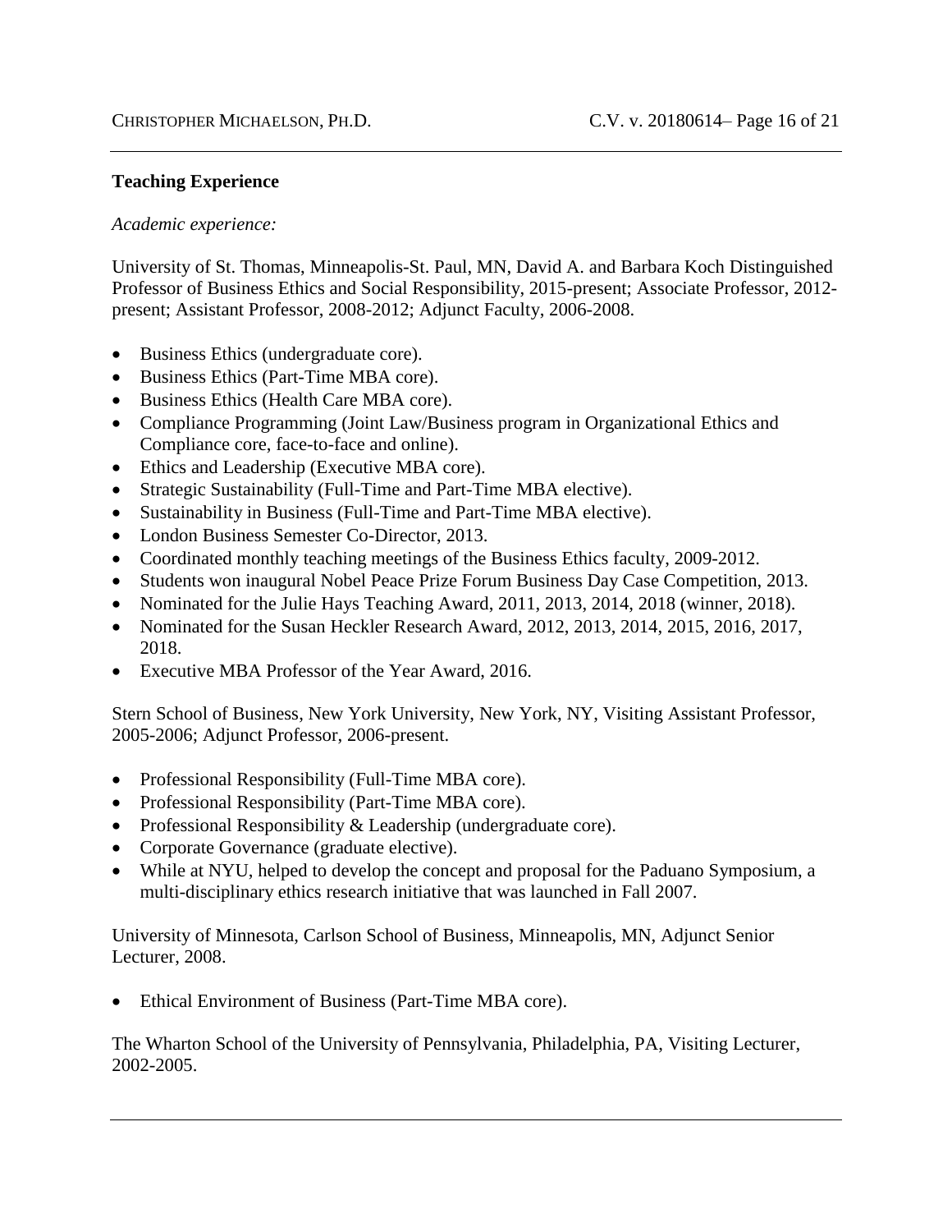**Teaching Experience**

*Academic experience:*

University of St. Thomas, Minneapolis-St. Paul, MN, David A. and Barbara Koch Distinguished Professor of Business Ethics and Social Responsibility, 2015-present; Associate Professor, 2012-present; Assistant Professor, 2008-2012; Adjunct Faculty, 2006-2008.

- Business Ethics (undergraduate core).
- Business Ethics (Part-Time MBA core).
- Business Ethics (Health Care MBA core).
- Compliance Programming (Joint Law/Business program in Organizational Ethics and Compliance core, face-to-face and online).
- Ethics and Leadership (Executive MBA core).
- Strategic Sustainability (Full-Time and Part-Time MBA elective).
- Sustainability in Business (Full-Time and Part-Time MBA elective).
- London Business Semester Co-Director, 2013.
- Coordinated monthly teaching meetings of the Business Ethics faculty, 2009-2012.
- Students won inaugural Nobel Peace Prize Forum Business Day Case Competition, 2013.
- Nominated for the Julie Hays Teaching Award, 2011, 2013, 2014, 2018 (winner, 2018).
- Nominated for the Susan Heckler Research Award, 2012, 2013, 2014, 2015, 2016, 2017, 2018.
- Executive MBA Professor of the Year Award, 2016.

Stern School of Business, New York University, New York, NY, Visiting Assistant Professor, 2005-2006; Adjunct Professor, 2006-present.

- Professional Responsibility (Full-Time MBA core).
- Professional Responsibility (Part-Time MBA core).
- Professional Responsibility & Leadership (undergraduate core).
- Corporate Governance (graduate elective).
- While at NYU, helped to develop the concept and proposal for the Paduano Symposium, a multi-disciplinary ethics research initiative that was launched in Fall 2007.

University of Minnesota, Carlson School of Business, Minneapolis, MN, Adjunct Senior Lecturer, 2008.

- Ethical Environment of Business (Part-Time MBA core).

The Wharton School of the University of Pennsylvania, Philadelphia, PA, Visiting Lecturer, 2002-2005.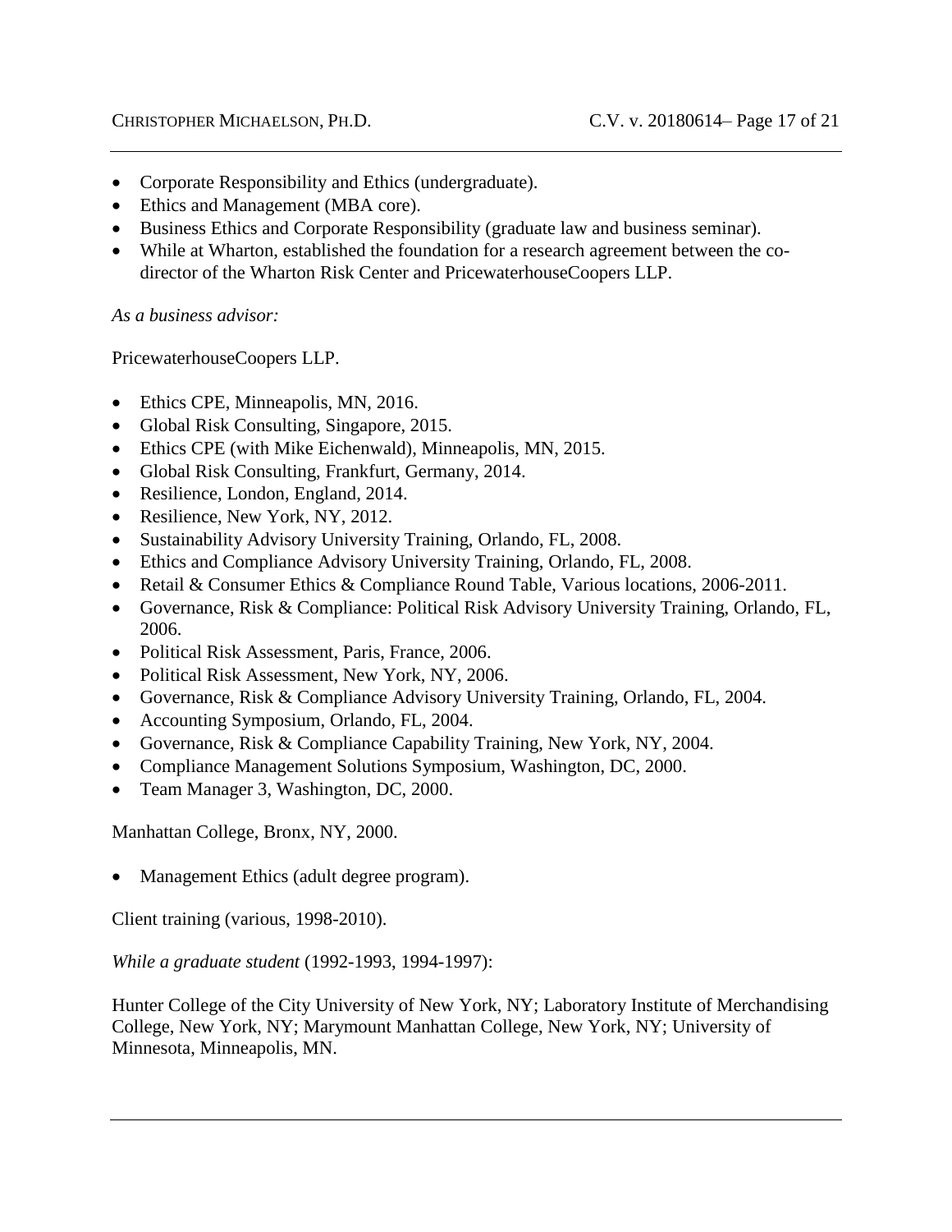- Corporate Responsibility and Ethics (undergraduate).
- Ethics and Management (MBA core).
- Business Ethics and Corporate Responsibility (graduate law and business seminar).
- While at Wharton, established the foundation for a research agreement between the co-director of the Wharton Risk Center and PricewaterhouseCoopers LLP.

*As a business advisor:*

PricewaterhouseCoopers LLP.

- Ethics CPE, Minneapolis, MN, 2016.
- Global Risk Consulting, Singapore, 2015.
- Ethics CPE (with Mike Eichenwald), Minneapolis, MN, 2015.
- Global Risk Consulting, Frankfurt, Germany, 2014.
- Resilience, London, England, 2014.
- Resilience, New York, NY, 2012.
- Sustainability Advisory University Training, Orlando, FL, 2008.
- Ethics and Compliance Advisory University Training, Orlando, FL, 2008.
- Retail & Consumer Ethics & Compliance Round Table, Various locations, 2006-2011.
- Governance, Risk & Compliance: Political Risk Advisory University Training, Orlando, FL, 2006.
- Political Risk Assessment, Paris, France, 2006.
- Political Risk Assessment, New York, NY, 2006.
- Governance, Risk & Compliance Advisory University Training, Orlando, FL, 2004.
- Accounting Symposium, Orlando, FL, 2004.
- Governance, Risk & Compliance Capability Training, New York, NY, 2004.
- Compliance Management Solutions Symposium, Washington, DC, 2000.
- Team Manager 3, Washington, DC, 2000.

Manhattan College, Bronx, NY, 2000.

- Management Ethics (adult degree program).

Client training (various, 1998-2010).

*While a graduate student* (1992-1993, 1994-1997):

Hunter College of the City University of New York, NY; Laboratory Institute of Merchandising College, New York, NY; Marymount Manhattan College, New York, NY; University of Minnesota, Minneapolis, MN.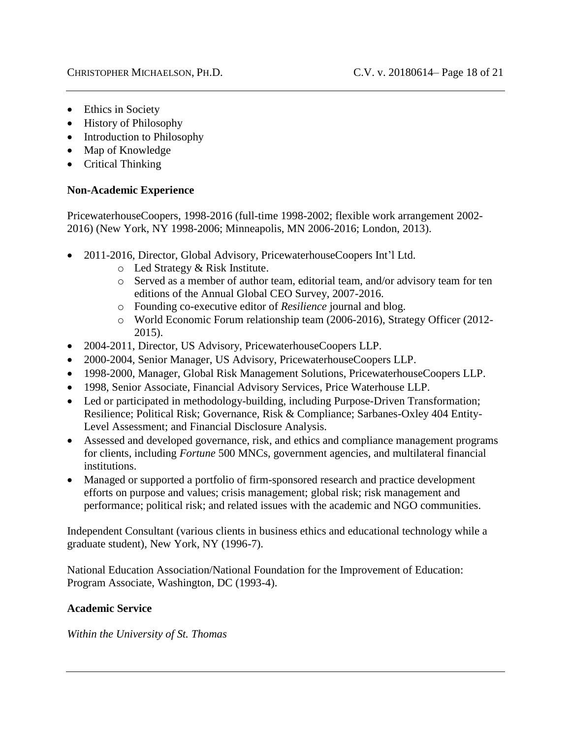- Ethics in Society
- History of Philosophy
- Introduction to Philosophy
- Map of Knowledge
- Critical Thinking

**Non-Academic Experience**

PricewaterhouseCoopers, 1998-2016 (full-time 1998-2002; flexible work arrangement 2002-2016) (New York, NY 1998-2006; Minneapolis, MN 2006-2016; London, 2013).

- 2011-2016, Director, Global Advisory, PricewaterhouseCoopers Int'l Ltd.
    - Led Strategy & Risk Institute.
    - Served as a member of author team, editorial team, and/or advisory team for ten editions of the Annual Global CEO Survey, 2007-2016.
    - Founding co-executive editor of *Resilience* journal and blog.
    - World Economic Forum relationship team (2006-2016), Strategy Officer (2012-2015).
- 2004-2011, Director, US Advisory, PricewaterhouseCoopers LLP.
- 2000-2004, Senior Manager, US Advisory, PricewaterhouseCoopers LLP.
- 1998-2000, Manager, Global Risk Management Solutions, PricewaterhouseCoopers LLP.
- 1998, Senior Associate, Financial Advisory Services, Price Waterhouse LLP.
- Led or participated in methodology-building, including Purpose-Driven Transformation; Resilience; Political Risk; Governance, Risk & Compliance; Sarbanes-Oxley 404 Entity-Level Assessment; and Financial Disclosure Analysis.
- Assessed and developed governance, risk, and ethics and compliance management programs for clients, including *Fortune* 500 MNCs, government agencies, and multilateral financial institutions.
- Managed or supported a portfolio of firm-sponsored research and practice development efforts on purpose and values; crisis management; global risk; risk management and performance; political risk; and related issues with the academic and NGO communities.

Independent Consultant (various clients in business ethics and educational technology while a graduate student), New York, NY (1996-7).

National Education Association/National Foundation for the Improvement of Education: Program Associate, Washington, DC (1993-4).

**Academic Service**

*Within the University of St. Thomas*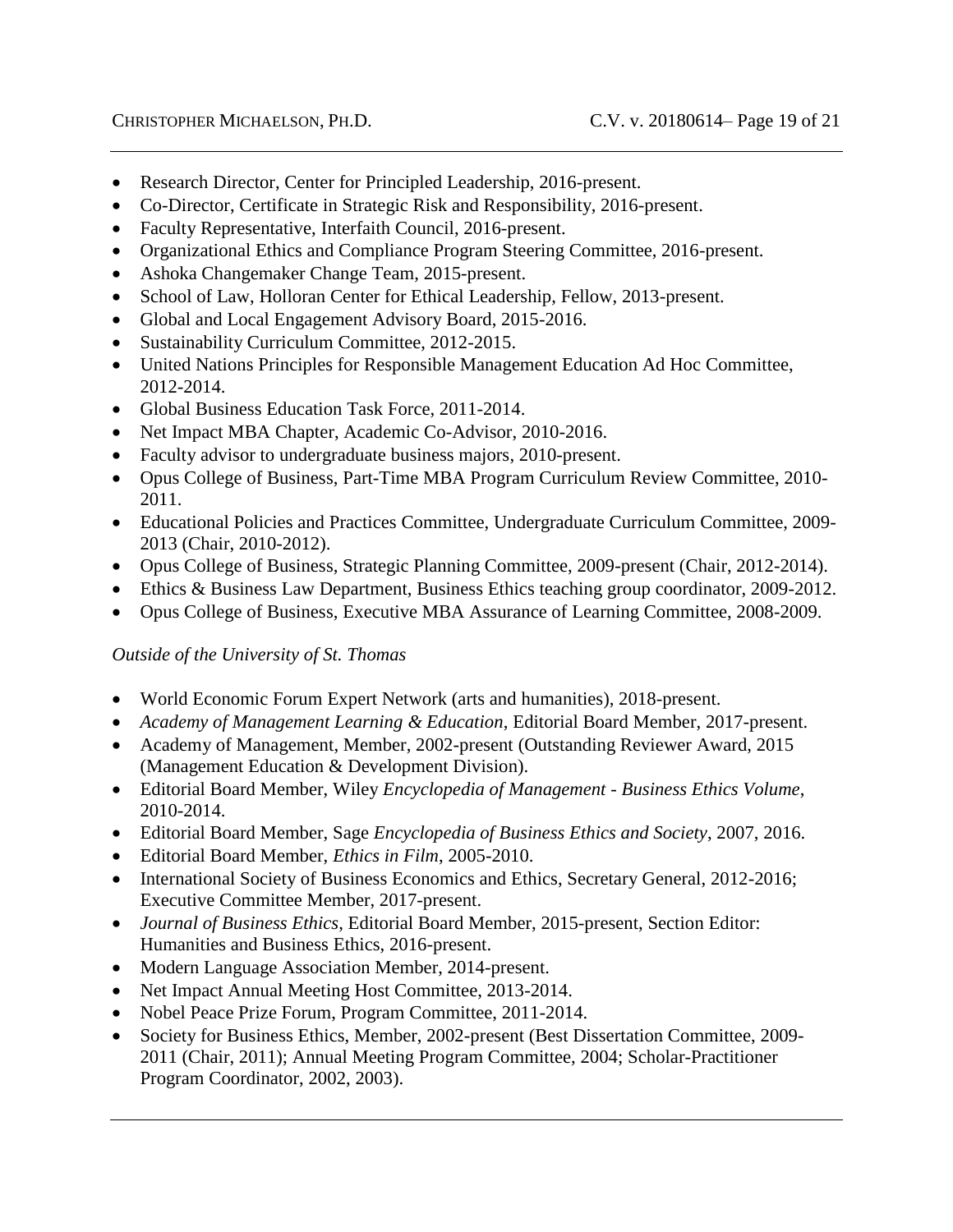- Research Director, Center for Principled Leadership, 2016-present.
- Co-Director, Certificate in Strategic Risk and Responsibility, 2016-present.
- Faculty Representative, Interfaith Council, 2016-present.
- Organizational Ethics and Compliance Program Steering Committee, 2016-present.
- Ashoka Changemaker Change Team, 2015-present.
- School of Law, Holloran Center for Ethical Leadership, Fellow, 2013-present.
- Global and Local Engagement Advisory Board, 2015-2016.
- Sustainability Curriculum Committee, 2012-2015.
- United Nations Principles for Responsible Management Education Ad Hoc Committee, 2012-2014.
- Global Business Education Task Force, 2011-2014.
- Net Impact MBA Chapter, Academic Co-Advisor, 2010-2016.
- Faculty advisor to undergraduate business majors, 2010-present.
- Opus College of Business, Part-Time MBA Program Curriculum Review Committee, 2010-2011.
- Educational Policies and Practices Committee, Undergraduate Curriculum Committee, 2009-2013 (Chair, 2010-2012).
- Opus College of Business, Strategic Planning Committee, 2009-present (Chair, 2012-2014).
- Ethics & Business Law Department, Business Ethics teaching group coordinator, 2009-2012.
- Opus College of Business, Executive MBA Assurance of Learning Committee, 2008-2009.

*Outside of the University of St. Thomas*

- World Economic Forum Expert Network (arts and humanities), 2018-present.
- *Academy of Management Learning & Education*, Editorial Board Member, 2017-present.
- Academy of Management, Member, 2002-present (Outstanding Reviewer Award, 2015 (Management Education & Development Division).
- Editorial Board Member, Wiley *Encyclopedia of Management - Business Ethics Volume*, 2010-2014.
- Editorial Board Member, Sage *Encyclopedia of Business Ethics and Society*, 2007, 2016.
- Editorial Board Member, *Ethics in Film*, 2005-2010.
- International Society of Business Economics and Ethics, Secretary General, 2012-2016; Executive Committee Member, 2017-present.
- *Journal of Business Ethics*, Editorial Board Member, 2015-present, Section Editor: Humanities and Business Ethics, 2016-present.
- Modern Language Association Member, 2014-present.
- Net Impact Annual Meeting Host Committee, 2013-2014.
- Nobel Peace Prize Forum, Program Committee, 2011-2014.
- Society for Business Ethics, Member, 2002-present (Best Dissertation Committee, 2009-2011 (Chair, 2011); Annual Meeting Program Committee, 2004; Scholar-Practitioner Program Coordinator, 2002, 2003).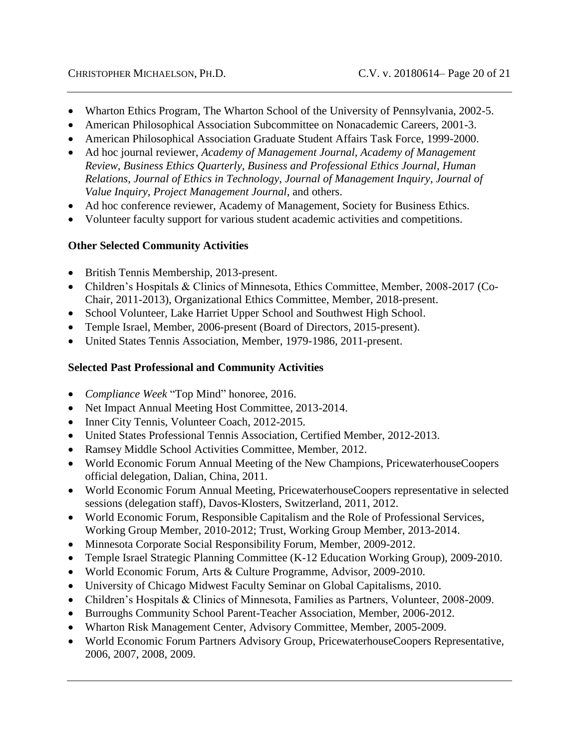- Wharton Ethics Program, The Wharton School of the University of Pennsylvania, 2002-5.
- American Philosophical Association Subcommittee on Nonacademic Careers, 2001-3.
- American Philosophical Association Graduate Student Affairs Task Force, 1999-2000.
- Ad hoc journal reviewer, *Academy of Management Journal*, *Academy of Management Review*, *Business Ethics Quarterly*, *Business and Professional Ethics Journal*, *Human Relations*, *Journal of Ethics in Technology*, *Journal of Management Inquiry*, *Journal of Value Inquiry*, *Project Management Journal*, and others.
- Ad hoc conference reviewer, Academy of Management, Society for Business Ethics.
- Volunteer faculty support for various student academic activities and competitions.

**Other Selected Community Activities**

- British Tennis Membership, 2013-present.
- Children's Hospitals & Clinics of Minnesota, Ethics Committee, Member, 2008-2017 (Co-Chair, 2011-2013), Organizational Ethics Committee, Member, 2018-present.
- School Volunteer, Lake Harriet Upper School and Southwest High School.
- Temple Israel, Member, 2006-present (Board of Directors, 2015-present).
- United States Tennis Association, Member, 1979-1986, 2011-present.

**Selected Past Professional and Community Activities**

- *Compliance Week* "Top Mind" honoree, 2016.
- Net Impact Annual Meeting Host Committee, 2013-2014.
- Inner City Tennis, Volunteer Coach, 2012-2015.
- United States Professional Tennis Association, Certified Member, 2012-2013.
- Ramsey Middle School Activities Committee, Member, 2012.
- World Economic Forum Annual Meeting of the New Champions, PricewaterhouseCoopers official delegation, Dalian, China, 2011.
- World Economic Forum Annual Meeting, PricewaterhouseCoopers representative in selected sessions (delegation staff), Davos-Klosters, Switzerland, 2011, 2012.
- World Economic Forum, Responsible Capitalism and the Role of Professional Services, Working Group Member, 2010-2012; Trust, Working Group Member, 2013-2014.
- Minnesota Corporate Social Responsibility Forum, Member, 2009-2012.
- Temple Israel Strategic Planning Committee (K-12 Education Working Group), 2009-2010.
- World Economic Forum, Arts & Culture Programme, Advisor, 2009-2010.
- University of Chicago Midwest Faculty Seminar on Global Capitalisms, 2010.
- Children's Hospitals & Clinics of Minnesota, Families as Partners, Volunteer, 2008-2009.
- Burroughs Community School Parent-Teacher Association, Member, 2006-2012.
- Wharton Risk Management Center, Advisory Committee, Member, 2005-2009.
- World Economic Forum Partners Advisory Group, PricewaterhouseCoopers Representative, 2006, 2007, 2008, 2009.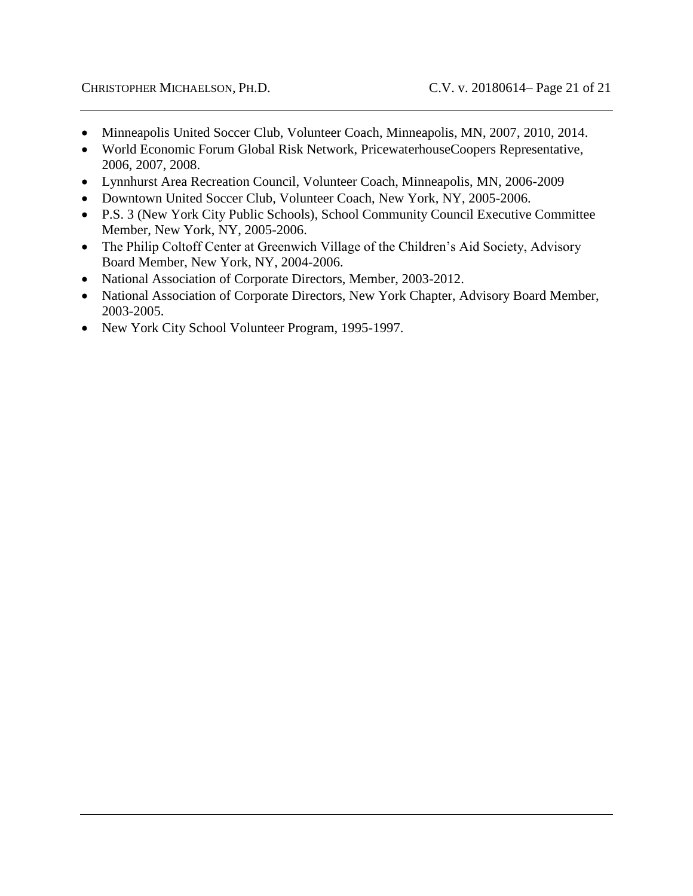- Minneapolis United Soccer Club, Volunteer Coach, Minneapolis, MN, 2007, 2010, 2014.
- World Economic Forum Global Risk Network, PricewaterhouseCoopers Representative, 2006, 2007, 2008.
- Lynnhurst Area Recreation Council, Volunteer Coach, Minneapolis, MN, 2006-2009
- Downtown United Soccer Club, Volunteer Coach, New York, NY, 2005-2006.
- P.S. 3 (New York City Public Schools), School Community Council Executive Committee Member, New York, NY, 2005-2006.
- The Philip Coltoff Center at Greenwich Village of the Children's Aid Society, Advisory Board Member, New York, NY, 2004-2006.
- National Association of Corporate Directors, Member, 2003-2012.
- National Association of Corporate Directors, New York Chapter, Advisory Board Member, 2003-2005.
- New York City School Volunteer Program, 1995-1997.